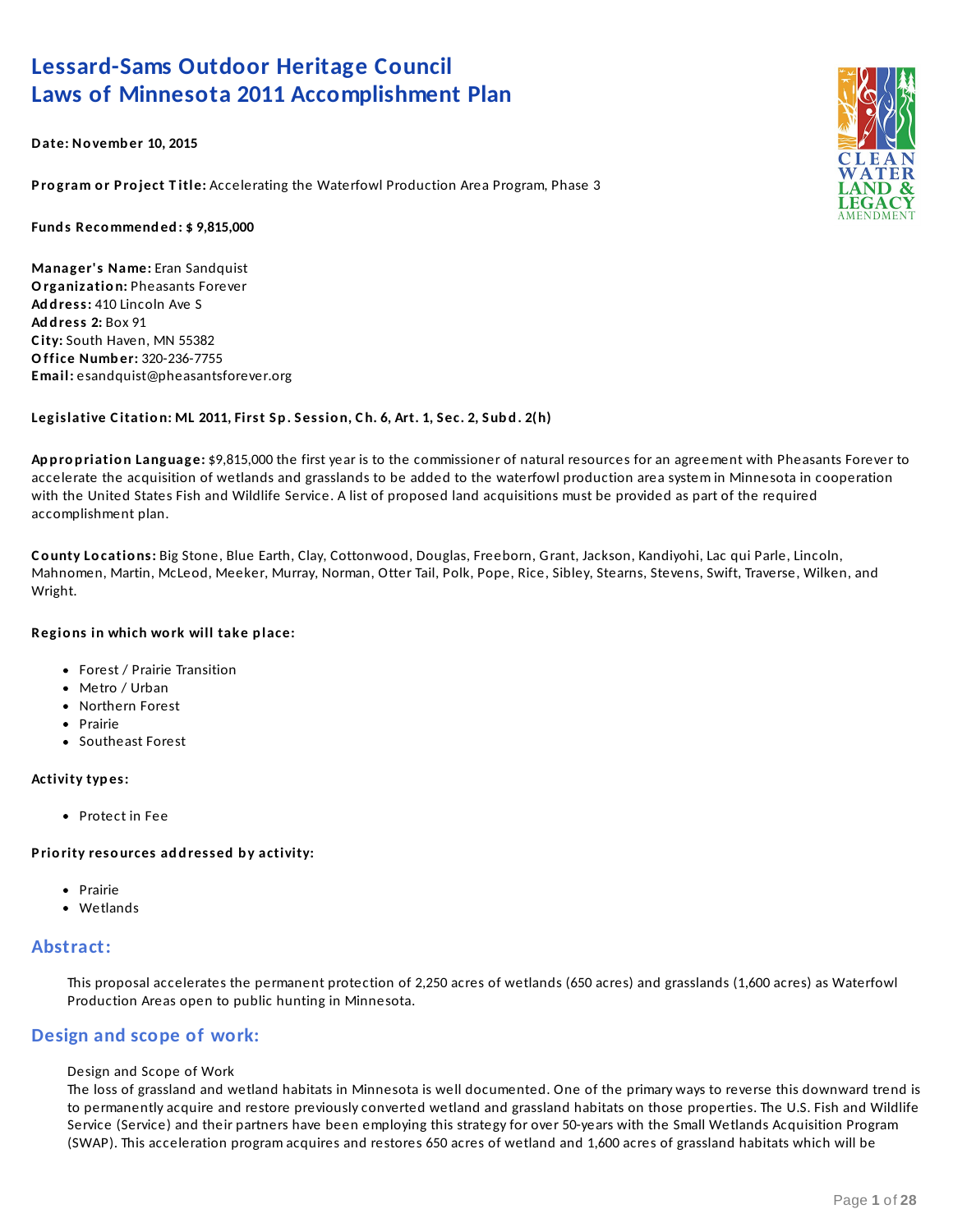# Lessard-Sams Outdoor Heritage Council
# Laws of Minnesota 2011 Accomplishment Plan

**Date:** November 10, 2015

**Program or Project Title:** Accelerating the Waterfowl Production Area Program, Phase 3

**Funds Recommended:** $ 9,815,000

**Manager's Name:** Eran Sandquist
**Organization:** Pheasants Forever
**Address:** 410 Lincoln Ave S
**Address 2:** Box 91
**City:** South Haven, MN 55382
**Office Number:** 320-236-7755
**Email:** esandquist@pheasantsforever.org

**Legislative Citation:** ML 2011, First Sp. Session, Ch. 6, Art. 1, Sec. 2, Subd. 2(h)

**Appropriation Language:** $9,815,000 the first year is to the commissioner of natural resources for an agreement with Pheasants Forever to accelerate the acquisition of wetlands and grasslands to be added to the waterfowl production area system in Minnesota in cooperation with the United States Fish and Wildlife Service. A list of proposed land acquisitions must be provided as part of the required accomplishment plan.

**County Locations:** Big Stone, Blue Earth, Clay, Cottonwood, Douglas, Freeborn, Grant, Jackson, Kandiyohi, Lac qui Parle, Lincoln, Mahnomen, Martin, McLeod, Meeker, Murray, Norman, Otter Tail, Polk, Pope, Rice, Sibley, Stearns, Stevens, Swift, Traverse, Wilken, and Wright.

**Regions in which work will take place:**

- Forest / Prairie Transition
- Metro / Urban
- Northern Forest
- Prairie
- Southeast Forest

**Activity types:**

- Protect in Fee

**Priority resources addressed by activity:**

- Prairie
- Wetlands

## Abstract:

This proposal accelerates the permanent protection of 2,250 acres of wetlands (650 acres) and grasslands (1,600 acres) as Waterfowl Production Areas open to public hunting in Minnesota.

## Design and scope of work:

Design and Scope of Work
The loss of grassland and wetland habitats in Minnesota is well documented. One of the primary ways to reverse this downward trend is to permanently acquire and restore previously converted wetland and grassland habitats on those properties. The U.S. Fish and Wildlife Service (Service) and their partners have been employing this strategy for over 50-years with the Small Wetlands Acquisition Program (SWAP). This acceleration program acquires and restores 650 acres of wetland and 1,600 acres of grassland habitats which will be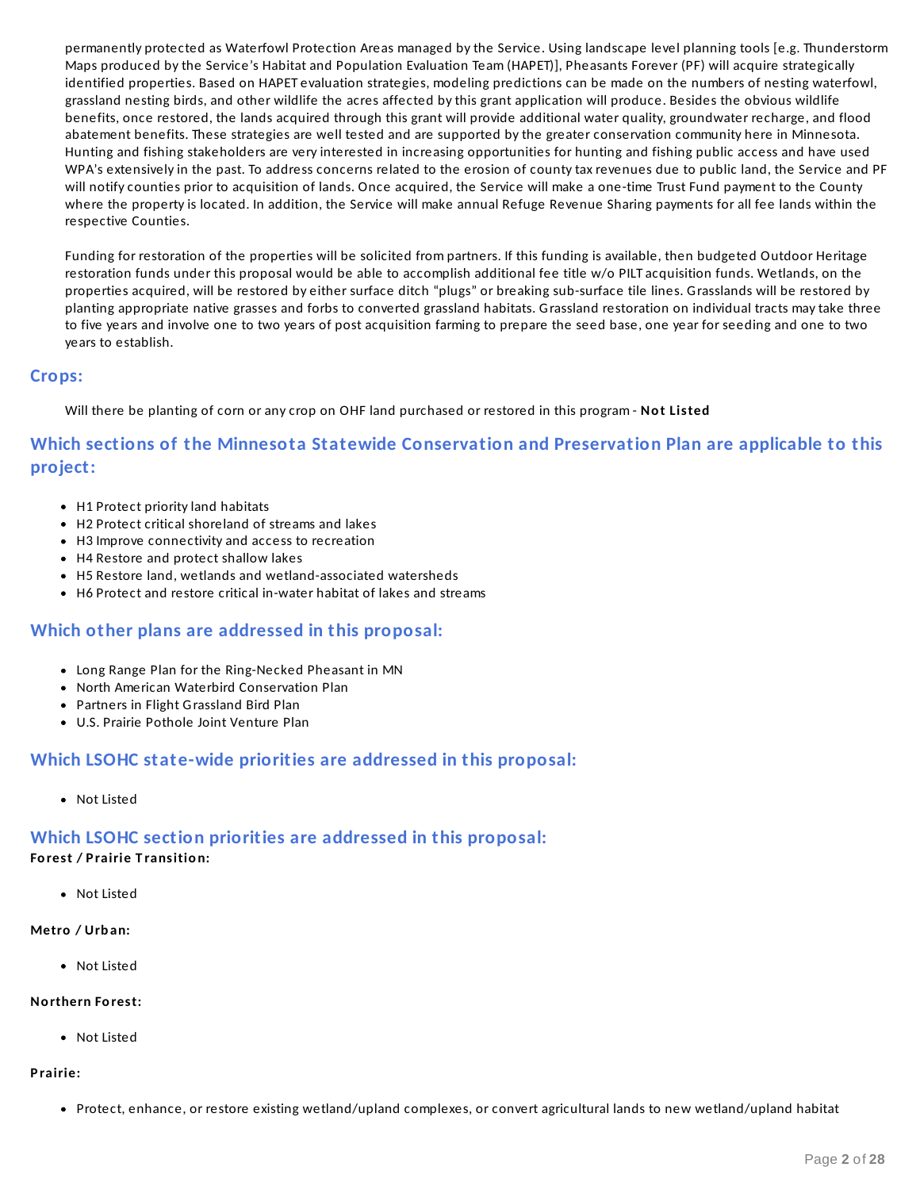permanently protected as Waterfowl Protection Areas managed by the Service. Using landscape level planning tools [e.g. Thunderstorm Maps produced by the Service's Habitat and Population Evaluation Team (HAPET)], Pheasants Forever (PF) will acquire strategically identified properties. Based on HAPET evaluation strategies, modeling predictions can be made on the numbers of nesting waterfowl, grassland nesting birds, and other wildlife the acres affected by this grant application will produce. Besides the obvious wildlife benefits, once restored, the lands acquired through this grant will provide additional water quality, groundwater recharge, and flood abatement benefits. These strategies are well tested and are supported by the greater conservation community here in Minnesota. Hunting and fishing stakeholders are very interested in increasing opportunities for hunting and fishing public access and have used WPA's extensively in the past. To address concerns related to the erosion of county tax revenues due to public land, the Service and PF will notify counties prior to acquisition of lands. Once acquired, the Service will make a one-time Trust Fund payment to the County where the property is located. In addition, the Service will make annual Refuge Revenue Sharing payments for all fee lands within the respective Counties.

Funding for restoration of the properties will be solicited from partners. If this funding is available, then budgeted Outdoor Heritage restoration funds under this proposal would be able to accomplish additional fee title w/o PILT acquisition funds. Wetlands, on the properties acquired, will be restored by either surface ditch "plugs" or breaking sub-surface tile lines. Grasslands will be restored by planting appropriate native grasses and forbs to converted grassland habitats. Grassland restoration on individual tracts may take three to five years and involve one to two years of post acquisition farming to prepare the seed base, one year for seeding and one to two years to establish.

## Crops:

Will there be planting of corn or any crop on OHF land purchased or restored in this program - **Not Listed**

## Which sections of the Minnesota Statewide Conservation and Preservation Plan are applicable to this project:

- H1 Protect priority land habitats
- H2 Protect critical shoreland of streams and lakes
- H3 Improve connectivity and access to recreation
- H4 Restore and protect shallow lakes
- H5 Restore land, wetlands and wetland-associated watersheds
- H6 Protect and restore critical in-water habitat of lakes and streams

## Which other plans are addressed in this proposal:

- Long Range Plan for the Ring-Necked Pheasant in MN
- North American Waterbird Conservation Plan
- Partners in Flight Grassland Bird Plan
- U.S. Prairie Pothole Joint Venture Plan

## Which LSOHC state-wide priorities are addressed in this proposal:

- Not Listed

## Which LSOHC section priorities are addressed in this proposal:

**Forest / Prairie Transition:**

- Not Listed

**Metro / Urban:**

- Not Listed

**Northern Forest:**

- Not Listed

**Prairie:**

- Protect, enhance, or restore existing wetland/upland complexes, or convert agricultural lands to new wetland/upland habitat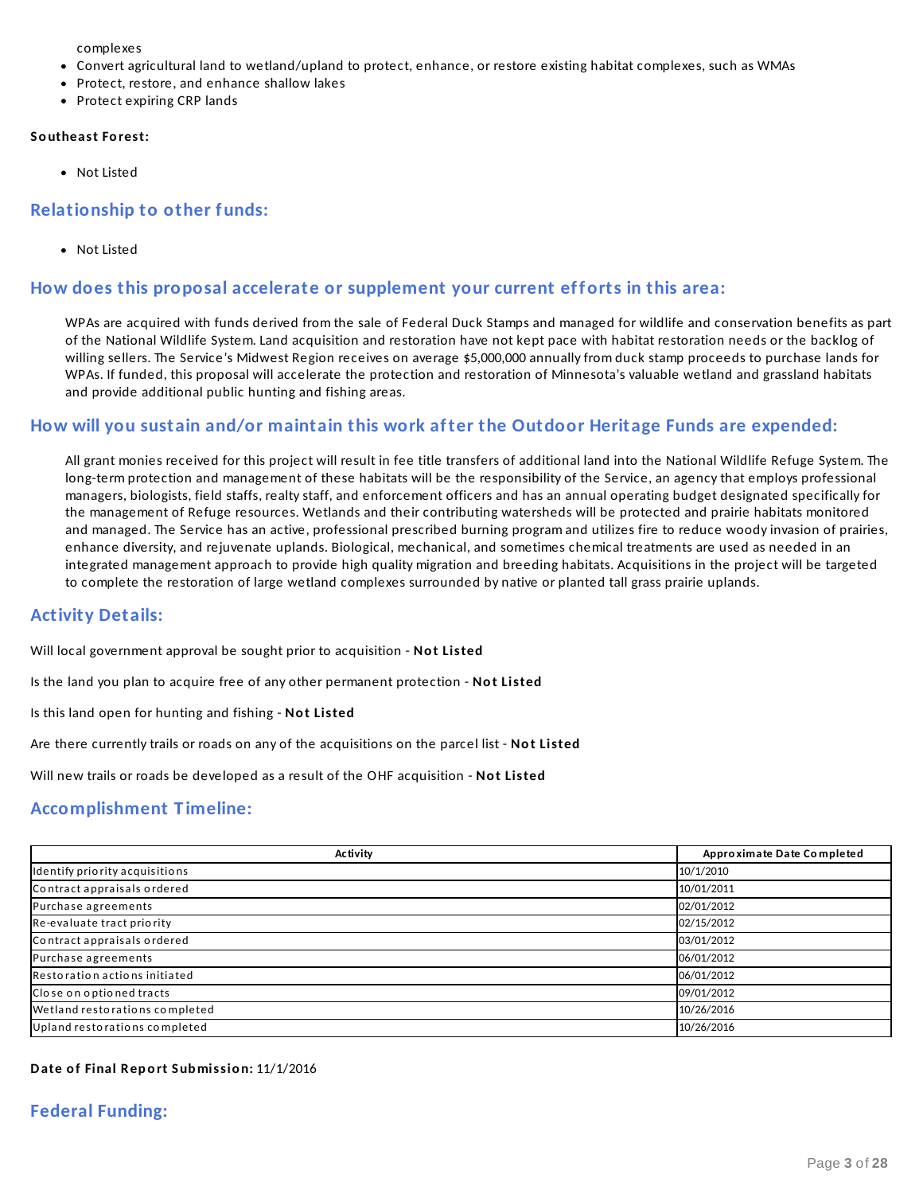complexes
- Convert agricultural land to wetland/upland to protect, enhance, or restore existing habitat complexes, such as WMAs
- Protect, restore, and enhance shallow lakes
- Protect expiring CRP lands

**Southeast Forest:**

- Not Listed

## Relationship to other funds:

- Not Listed

## How does this proposal accelerate or supplement your current efforts in this area:

WPAs are acquired with funds derived from the sale of Federal Duck Stamps and managed for wildlife and conservation benefits as part of the National Wildlife System. Land acquisition and restoration have not kept pace with habitat restoration needs or the backlog of willing sellers. The Service's Midwest Region receives on average $5,000,000 annually from duck stamp proceeds to purchase lands for WPAs. If funded, this proposal will accelerate the protection and restoration of Minnesota's valuable wetland and grassland habitats and provide additional public hunting and fishing areas.

## How will you sustain and/or maintain this work after the Outdoor Heritage Funds are expended:

All grant monies received for this project will result in fee title transfers of additional land into the National Wildlife Refuge System. The long-term protection and management of these habitats will be the responsibility of the Service, an agency that employs professional managers, biologists, field staffs, realty staff, and enforcement officers and has an annual operating budget designated specifically for the management of Refuge resources. Wetlands and their contributing watersheds will be protected and prairie habitats monitored and managed. The Service has an active, professional prescribed burning program and utilizes fire to reduce woody invasion of prairies, enhance diversity, and rejuvenate uplands. Biological, mechanical, and sometimes chemical treatments are used as needed in an integrated management approach to provide high quality migration and breeding habitats. Acquisitions in the project will be targeted to complete the restoration of large wetland complexes surrounded by native or planted tall grass prairie uplands.

## Activity Details:

Will local government approval be sought prior to acquisition - **Not Listed**

Is the land you plan to acquire free of any other permanent protection - **Not Listed**

Is this land open for hunting and fishing - **Not Listed**

Are there currently trails or roads on any of the acquisitions on the parcel list - **Not Listed**

Will new trails or roads be developed as a result of the OHF acquisition - **Not Listed**

## Accomplishment Timeline:

| Activity | Approximate Date Completed |
|---|---|
| Identify priority acquisitions | 10/1/2010 |
| Contract appraisals ordered | 10/01/2011 |
| Purchase agreements | 02/01/2012 |
| Re-evaluate tract priority | 02/15/2012 |
| Contract appraisals ordered | 03/01/2012 |
| Purchase agreements | 06/01/2012 |
| Restoration actions initiated | 06/01/2012 |
| Close on optioned tracts | 09/01/2012 |
| Wetland restorations completed | 10/26/2016 |
| Upland restorations completed | 10/26/2016 |

**Date of Final Report Submission:** 11/1/2016

## Federal Funding: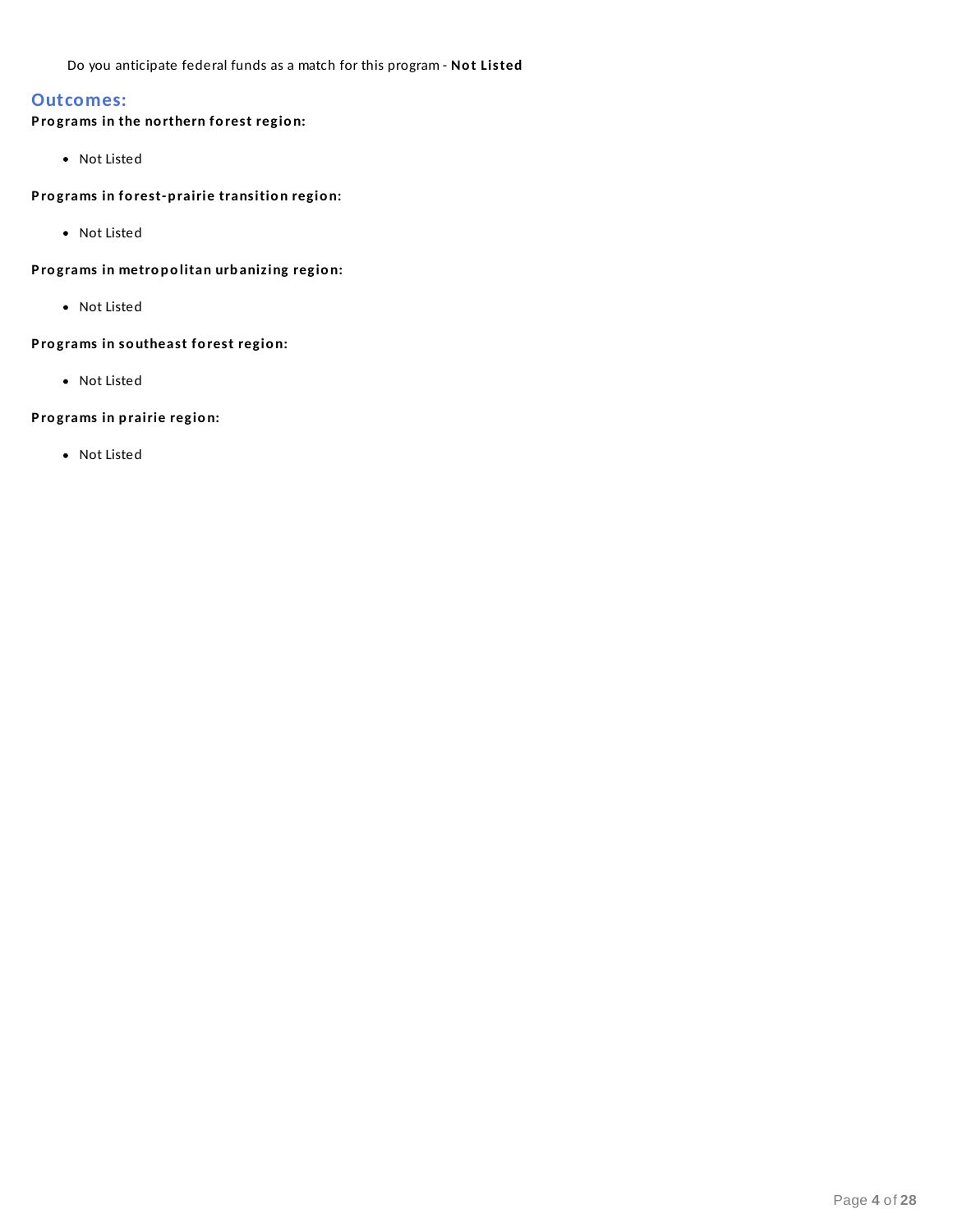Do you anticipate federal funds as a match for this program - **Not Listed**

## Outcomes:

**Programs in the northern forest region:**

- Not Listed

**Programs in forest-prairie transition region:**

- Not Listed

**Programs in metropolitan urbanizing region:**

- Not Listed

**Programs in southeast forest region:**

- Not Listed

**Programs in prairie region:**

- Not Listed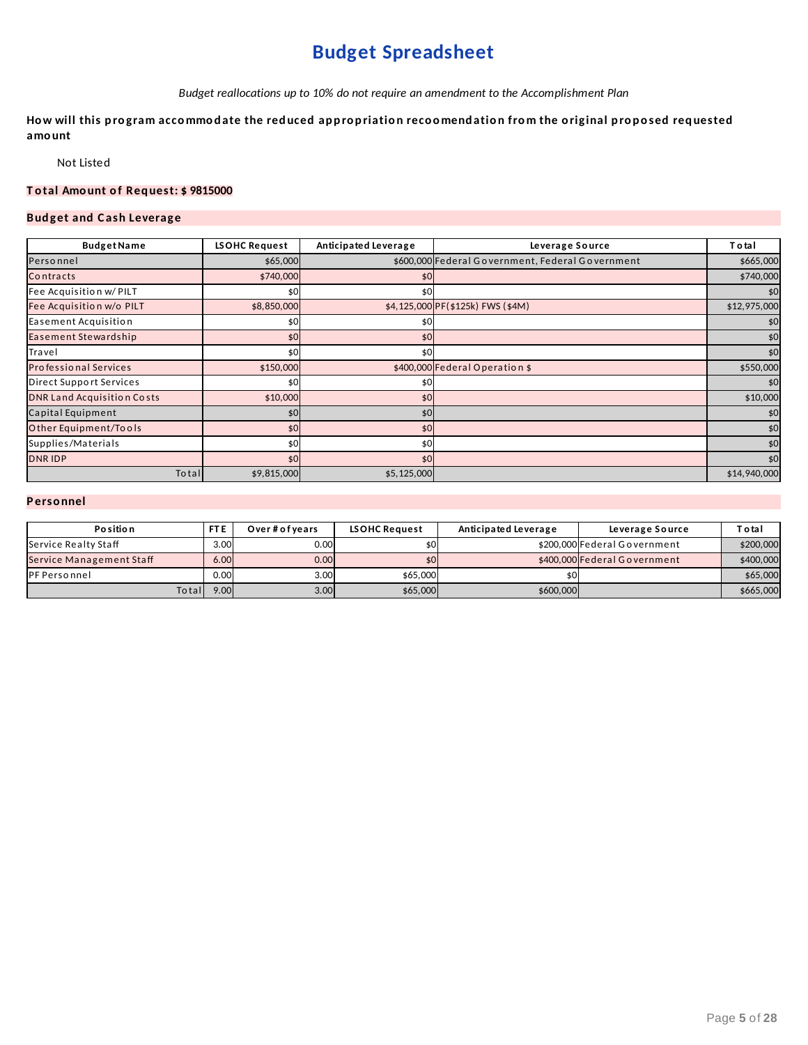# Budget Spreadsheet

*Budget reallocations up to 10% do not require an amendment to the Accomplishment Plan*

**How will this program accommodate the reduced appropriation recoomendation from the original proposed requested amount**

Not Listed

**Total Amount of Request: $ 9815000**

## Budget and Cash Leverage

| Budget Name | LSOHC Request | Anticipated Leverage | Leverage Source | Total |
|---|---|---|---|---|
| Personnel | $65,000 | $600,000 | Federal Government, Federal Government | $665,000 |
| Contracts | $740,000 | $0 | | $740,000 |
| Fee Acquisition w/ PILT | $0 | $0 | | $0 |
| Fee Acquisition w/o PILT | $8,850,000 | $4,125,000 | PF($125k) FWS ($4M) | $12,975,000 |
| Easement Acquisition | $0 | $0 | | $0 |
| Easement Stewardship | $0 | $0 | | $0 |
| Travel | $0 | $0 | | $0 |
| Professional Services | $150,000 | $400,000 | Federal Operation $ | $550,000 |
| Direct Support Services | $0 | $0 | | $0 |
| DNR Land Acquisition Costs | $10,000 | $0 | | $10,000 |
| Capital Equipment | $0 | $0 | | $0 |
| Other Equipment/Tools | $0 | $0 | | $0 |
| Supplies/Materials | $0 | $0 | | $0 |
| DNR IDP | $0 | $0 | | $0 |
| Total | $9,815,000 | $5,125,000 | | $14,940,000 |

## Personnel

| Position | FTE | Over # of years | LSOHC Request | Anticipated Leverage | Leverage Source | Total |
|---|---|---|---|---|---|---|
| Service Realty Staff | 3.00 | 0.00 | $0 | $200,000 | Federal Government | $200,000 |
| Service Management Staff | 6.00 | 0.00 | $0 | $400,000 | Federal Government | $400,000 |
| PF Personnel | 0.00 | 3.00 | $65,000 | $0 | | $65,000 |
| Total | 9.00 | 3.00 | $65,000 | $600,000 | | $665,000 |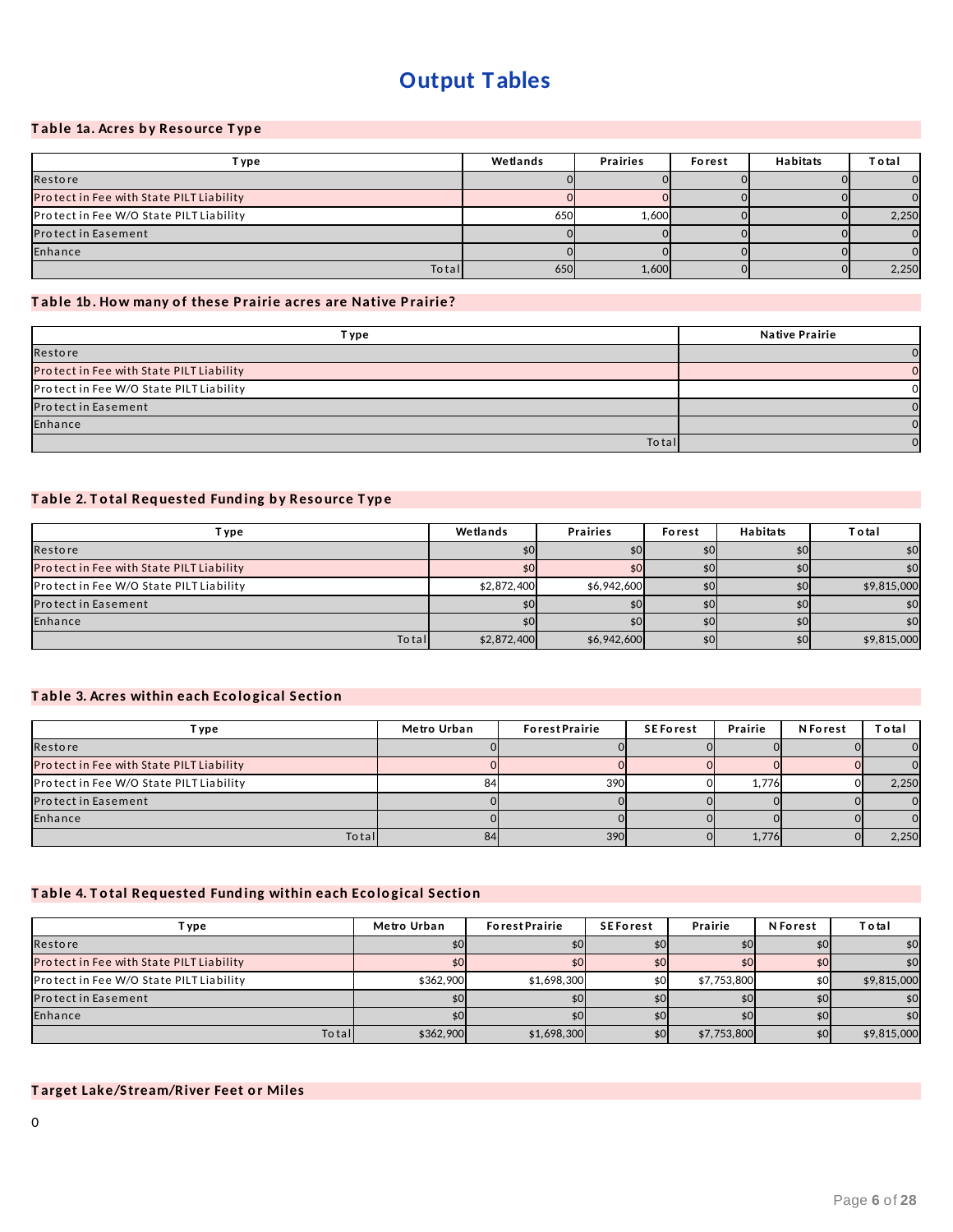# Output Tables

### Table 1a. Acres by Resource Type

| Type | Wetlands | Prairies | Forest | Habitats | Total |
|---|---|---|---|---|---|
| Restore | 0 | 0 | 0 | 0 | 0 |
| Protect in Fee with State PILT Liability | 0 | 0 | 0 | 0 | 0 |
| Protect in Fee W/O State PILT Liability | 650 | 1,600 | 0 | 0 | 2,250 |
| Protect in Easement | 0 | 0 | 0 | 0 | 0 |
| Enhance | 0 | 0 | 0 | 0 | 0 |
| Total | 650 | 1,600 | 0 | 0 | 2,250 |

### Table 1b. How many of these Prairie acres are Native Prairie?

| Type | Native Prairie |
|---|---|
| Restore | 0 |
| Protect in Fee with State PILT Liability | 0 |
| Protect in Fee W/O State PILT Liability | 0 |
| Protect in Easement | 0 |
| Enhance | 0 |
| Total | 0 |

### Table 2. Total Requested Funding by Resource Type

| Type | Wetlands | Prairies | Forest | Habitats | Total |
|---|---|---|---|---|---|
| Restore | $0 | $0 | $0 | $0 | $0 |
| Protect in Fee with State PILT Liability | $0 | $0 | $0 | $0 | $0 |
| Protect in Fee W/O State PILT Liability | $2,872,400 | $6,942,600 | $0 | $0 | $9,815,000 |
| Protect in Easement | $0 | $0 | $0 | $0 | $0 |
| Enhance | $0 | $0 | $0 | $0 | $0 |
| Total | $2,872,400 | $6,942,600 | $0 | $0 | $9,815,000 |

### Table 3. Acres within each Ecological Section

| Type | Metro Urban | Forest Prairie | SE Forest | Prairie | N Forest | Total |
|---|---|---|---|---|---|---|
| Restore | 0 | 0 | 0 | 0 | 0 | 0 |
| Protect in Fee with State PILT Liability | 0 | 0 | 0 | 0 | 0 | 0 |
| Protect in Fee W/O State PILT Liability | 84 | 390 | 0 | 1,776 | 0 | 2,250 |
| Protect in Easement | 0 | 0 | 0 | 0 | 0 | 0 |
| Enhance | 0 | 0 | 0 | 0 | 0 | 0 |
| Total | 84 | 390 | 0 | 1,776 | 0 | 2,250 |

### Table 4. Total Requested Funding within each Ecological Section

| Type | Metro Urban | Forest Prairie | SE Forest | Prairie | N Forest | Total |
|---|---|---|---|---|---|---|
| Restore | $0 | $0 | $0 | $0 | $0 | $0 |
| Protect in Fee with State PILT Liability | $0 | $0 | $0 | $0 | $0 | $0 |
| Protect in Fee W/O State PILT Liability | $362,900 | $1,698,300 | $0 | $7,753,800 | $0 | $9,815,000 |
| Protect in Easement | $0 | $0 | $0 | $0 | $0 | $0 |
| Enhance | $0 | $0 | $0 | $0 | $0 | $0 |
| Total | $362,900 | $1,698,300 | $0 | $7,753,800 | $0 | $9,815,000 |

### Target Lake/Stream/River Feet or Miles

0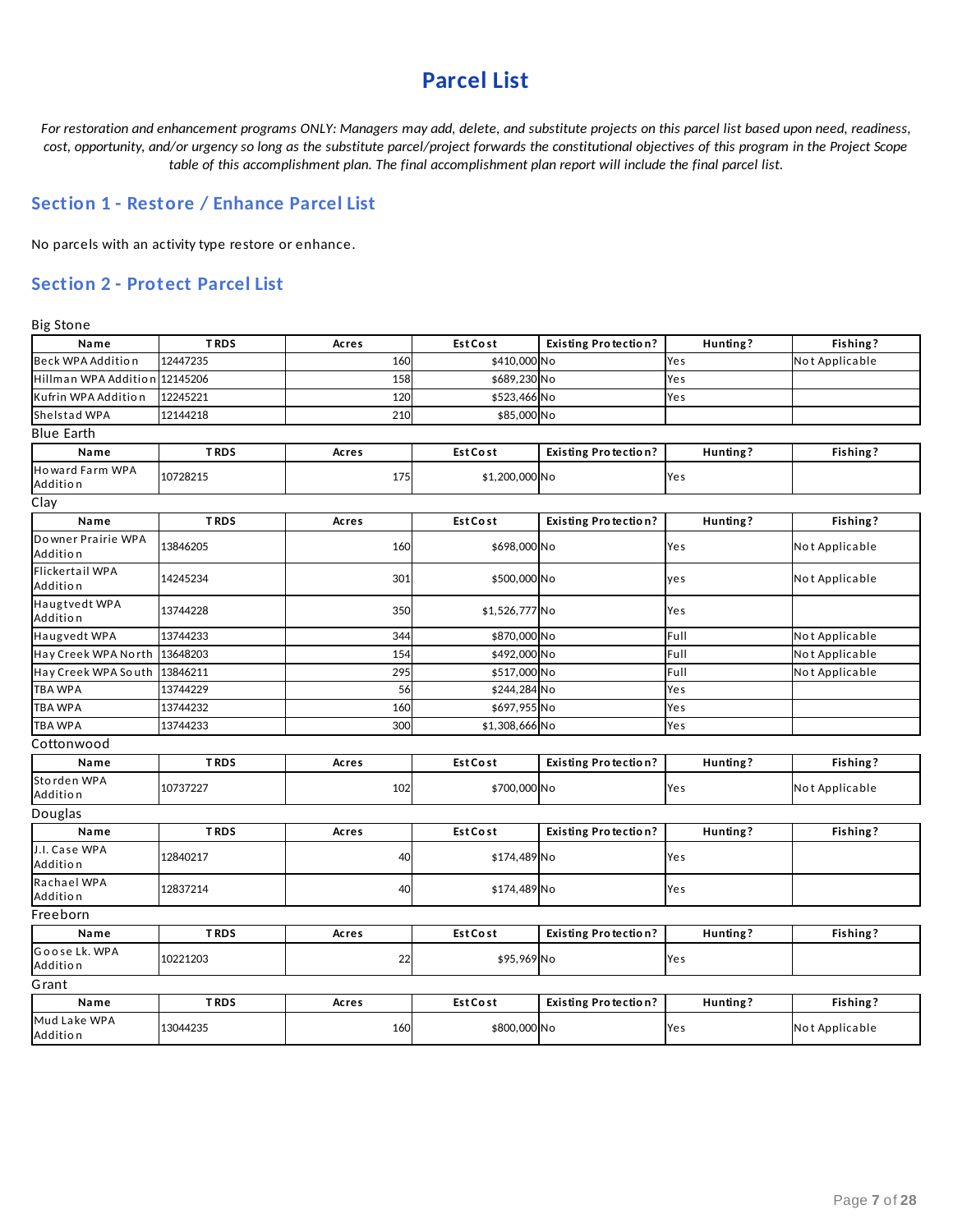# Parcel List

*For restoration and enhancement programs ONLY: Managers may add, delete, and substitute projects on this parcel list based upon need, readiness, cost, opportunity, and/or urgency so long as the substitute parcel/project forwards the constitutional objectives of this program in the Project Scope table of this accomplishment plan. The final accomplishment plan report will include the final parcel list.*

## Section 1 - Restore / Enhance Parcel List

No parcels with an activity type restore or enhance.

## Section 2 - Protect Parcel List

Big Stone

| Name | TRDS | Acres | Est Cost | Existing Protection? | Hunting? | Fishing? |
|---|---|---|---|---|---|---|
| Beck WPA Addition | 12447235 | 160 | $410,000 | No | Yes | Not Applicable |
| Hillman WPA Addition | 12145206 | 158 | $689,230 | No | Yes | |
| Kufrin WPA Addition | 12245221 | 120 | $523,466 | No | Yes | |
| Shelstad WPA | 12144218 | 210 | $85,000 | No | | |

Blue Earth

| Name | TRDS | Acres | Est Cost | Existing Protection? | Hunting? | Fishing? |
|---|---|---|---|---|---|---|
| Howard Farm WPA Addition | 10728215 | 175 | $1,200,000 | No | Yes | |

Clay

| Name | TRDS | Acres | Est Cost | Existing Protection? | Hunting? | Fishing? |
|---|---|---|---|---|---|---|
| Downer Prairie WPA Addition | 13846205 | 160 | $698,000 | No | Yes | Not Applicable |
| Flickertail WPA Addition | 14245234 | 301 | $500,000 | No | yes | Not Applicable |
| Haugtvedt WPA Addition | 13744228 | 350 | $1,526,777 | No | Yes | |
| Haugvedt WPA | 13744233 | 344 | $870,000 | No | Full | Not Applicable |
| Hay Creek WPA North | 13648203 | 154 | $492,000 | No | Full | Not Applicable |
| Hay Creek WPA South | 13846211 | 295 | $517,000 | No | Full | Not Applicable |
| TBA WPA | 13744229 | 56 | $244,284 | No | Yes | |
| TBA WPA | 13744232 | 160 | $697,955 | No | Yes | |
| TBA WPA | 13744233 | 300 | $1,308,666 | No | Yes | |

Cottonwood

| Name | TRDS | Acres | Est Cost | Existing Protection? | Hunting? | Fishing? |
|---|---|---|---|---|---|---|
| Storden WPA Addition | 10737227 | 102 | $700,000 | No | Yes | Not Applicable |

Douglas

| Name | TRDS | Acres | Est Cost | Existing Protection? | Hunting? | Fishing? |
|---|---|---|---|---|---|---|
| J.I. Case WPA Addition | 12840217 | 40 | $174,489 | No | Yes | |
| Rachael WPA Addition | 12837214 | 40 | $174,489 | No | Yes | |

Freeborn

| Name | TRDS | Acres | Est Cost | Existing Protection? | Hunting? | Fishing? |
|---|---|---|---|---|---|---|
| Goose Lk. WPA Addition | 10221203 | 22 | $95,969 | No | Yes | |

Grant

| Name | TRDS | Acres | Est Cost | Existing Protection? | Hunting? | Fishing? |
|---|---|---|---|---|---|---|
| Mud Lake WPA Addition | 13044235 | 160 | $800,000 | No | Yes | Not Applicable |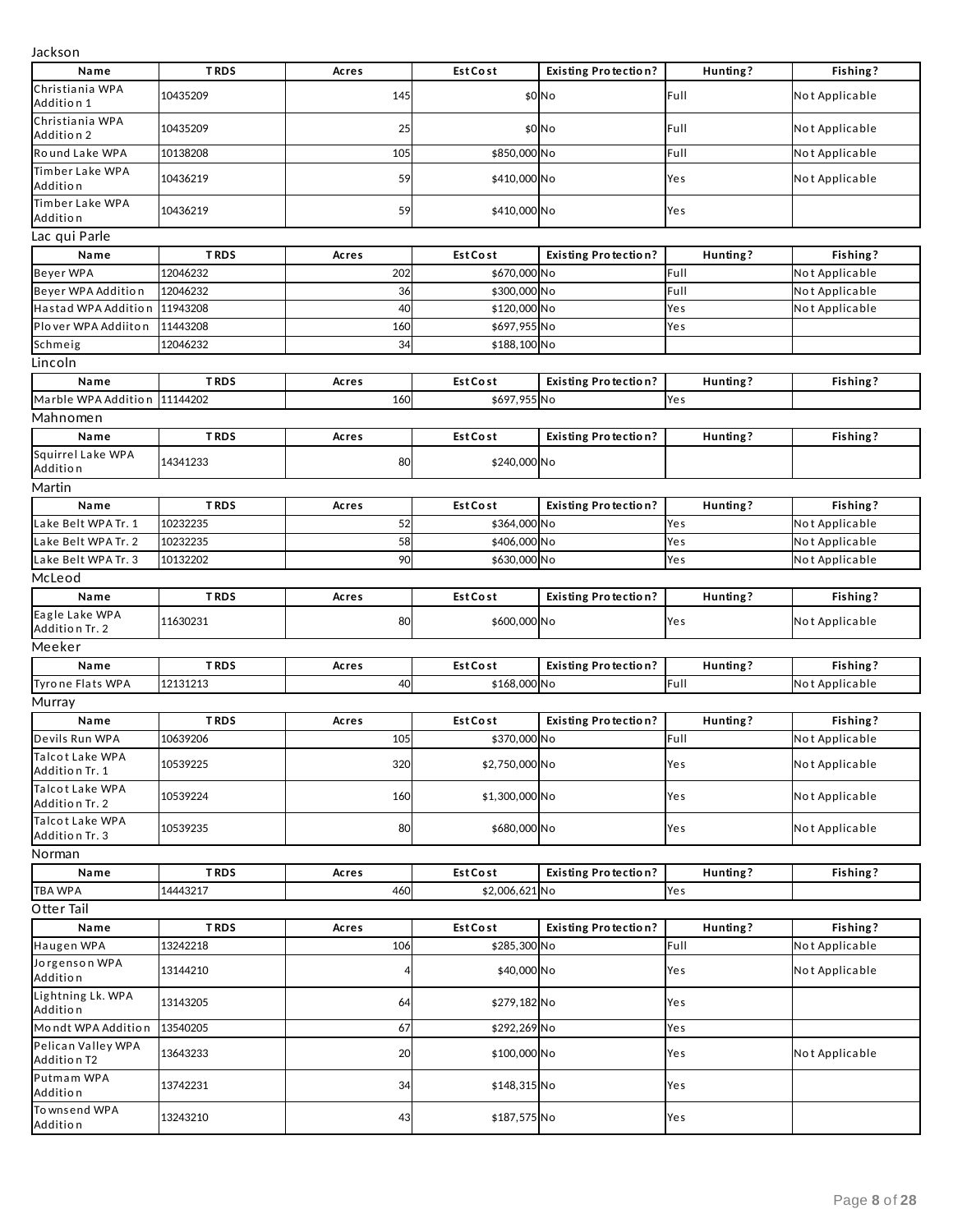Jackson

| Name | TRDS | Acres | Est Cost | Existing Protection? | Hunting? | Fishing? |
|---|---|---|---|---|---|---|
| Christiania WPA Addition 1 | 10435209 | 145 | $0 | No | Full | Not Applicable |
| Christiania WPA Addition 2 | 10435209 | 25 | $0 | No | Full | Not Applicable |
| Round Lake WPA | 10138208 | 105 | $850,000 | No | Full | Not Applicable |
| Timber Lake WPA Addition | 10436219 | 59 | $410,000 | No | Yes | Not Applicable |
| Timber Lake WPA Addition | 10436219 | 59 | $410,000 | No | Yes | |

Lac qui Parle

| Name | TRDS | Acres | Est Cost | Existing Protection? | Hunting? | Fishing? |
|---|---|---|---|---|---|---|
| Beyer WPA | 12046232 | 202 | $670,000 | No | Full | Not Applicable |
| Beyer WPA Addition | 12046232 | 36 | $300,000 | No | Full | Not Applicable |
| Hastad WPA Addition | 11943208 | 40 | $120,000 | No | Yes | Not Applicable |
| Plover WPA Addiiton | 11443208 | 160 | $697,955 | No | Yes | |
| Schmeig | 12046232 | 34 | $188,100 | No | | |

Lincoln

| Name | TRDS | Acres | Est Cost | Existing Protection? | Hunting? | Fishing? |
|---|---|---|---|---|---|---|
| Marble WPA Addition | 11144202 | 160 | $697,955 | No | Yes | |

Mahnomen

| Name | TRDS | Acres | Est Cost | Existing Protection? | Hunting? | Fishing? |
|---|---|---|---|---|---|---|
| Squirrel Lake WPA Addition | 14341233 | 80 | $240,000 | No | | |

Martin

| Name | TRDS | Acres | Est Cost | Existing Protection? | Hunting? | Fishing? |
|---|---|---|---|---|---|---|
| Lake Belt WPA Tr. 1 | 10232235 | 52 | $364,000 | No | Yes | Not Applicable |
| Lake Belt WPA Tr. 2 | 10232235 | 58 | $406,000 | No | Yes | Not Applicable |
| Lake Belt WPA Tr. 3 | 10132202 | 90 | $630,000 | No | Yes | Not Applicable |

McLeod

| Name | TRDS | Acres | Est Cost | Existing Protection? | Hunting? | Fishing? |
|---|---|---|---|---|---|---|
| Eagle Lake WPA Addition Tr. 2 | 11630231 | 80 | $600,000 | No | Yes | Not Applicable |

Meeker

| Name | TRDS | Acres | Est Cost | Existing Protection? | Hunting? | Fishing? |
|---|---|---|---|---|---|---|
| Tyrone Flats WPA | 12131213 | 40 | $168,000 | No | Full | Not Applicable |

Murray

| Name | TRDS | Acres | Est Cost | Existing Protection? | Hunting? | Fishing? |
|---|---|---|---|---|---|---|
| Devils Run WPA | 10639206 | 105 | $370,000 | No | Full | Not Applicable |
| Talcot Lake WPA Addition Tr. 1 | 10539225 | 320 | $2,750,000 | No | Yes | Not Applicable |
| Talcot Lake WPA Addition Tr. 2 | 10539224 | 160 | $1,300,000 | No | Yes | Not Applicable |
| Talcot Lake WPA Addition Tr. 3 | 10539235 | 80 | $680,000 | No | Yes | Not Applicable |

Norman

| Name | TRDS | Acres | Est Cost | Existing Protection? | Hunting? | Fishing? |
|---|---|---|---|---|---|---|
| TBA WPA | 14443217 | 460 | $2,006,621 | No | Yes | |

Otter Tail

| Name | TRDS | Acres | Est Cost | Existing Protection? | Hunting? | Fishing? |
|---|---|---|---|---|---|---|
| Haugen WPA | 13242218 | 106 | $285,300 | No | Full | Not Applicable |
| Jorgenson WPA Addition | 13144210 | 4 | $40,000 | No | Yes | Not Applicable |
| Lightning Lk. WPA Addition | 13143205 | 64 | $279,182 | No | Yes | |
| Mondt WPA Addition | 13540205 | 67 | $292,269 | No | Yes | |
| Pelican Valley WPA Addition T2 | 13643233 | 20 | $100,000 | No | Yes | Not Applicable |
| Putmam WPA Addition | 13742231 | 34 | $148,315 | No | Yes | |
| Townsend WPA Addition | 13243210 | 43 | $187,575 | No | Yes | |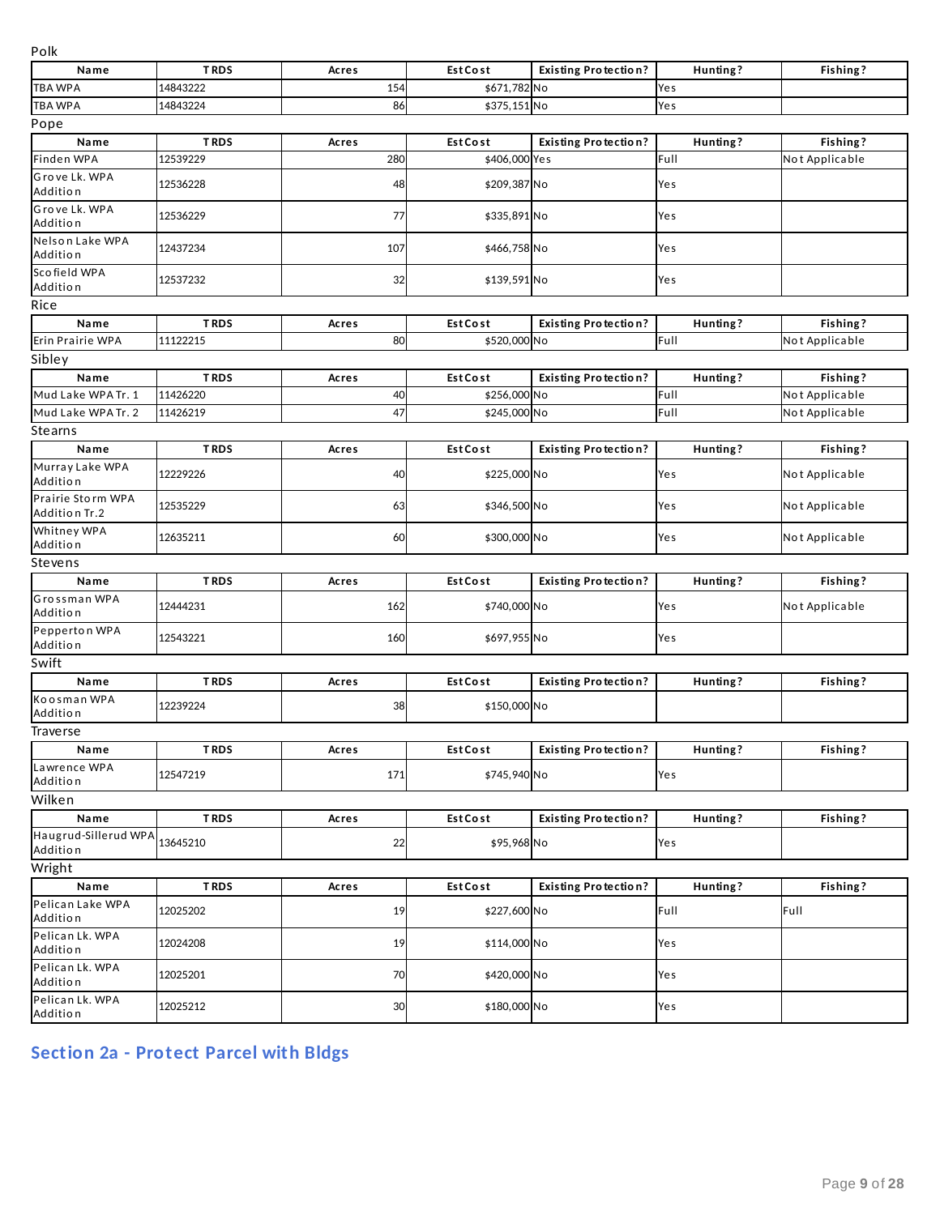Polk

| Name | TRDS | Acres | Est Cost | Existing Protection? | Hunting? | Fishing? |
|---|---|---|---|---|---|---|
| TBA WPA | 14843222 | 154 | $671,782 | No | Yes | |
| TBA WPA | 14843224 | 86 | $375,151 | No | Yes | |

Pope

| Name | TRDS | Acres | Est Cost | Existing Protection? | Hunting? | Fishing? |
|---|---|---|---|---|---|---|
| Finden WPA | 12539229 | 280 | $406,000 | Yes | Full | Not Applicable |
| Grove Lk. WPA Addition | 12536228 | 48 | $209,387 | No | Yes | |
| Grove Lk. WPA Addition | 12536229 | 77 | $335,891 | No | Yes | |
| Nelson Lake WPA Addition | 12437234 | 107 | $466,758 | No | Yes | |
| Scofield WPA Addition | 12537232 | 32 | $139,591 | No | Yes | |

Rice

| Name | TRDS | Acres | Est Cost | Existing Protection? | Hunting? | Fishing? |
|---|---|---|---|---|---|---|
| Erin Prairie WPA | 11122215 | 80 | $520,000 | No | Full | Not Applicable |

Sibley

| Name | TRDS | Acres | Est Cost | Existing Protection? | Hunting? | Fishing? |
|---|---|---|---|---|---|---|
| Mud Lake WPA Tr. 1 | 11426220 | 40 | $256,000 | No | Full | Not Applicable |
| Mud Lake WPA Tr. 2 | 11426219 | 47 | $245,000 | No | Full | Not Applicable |

Stearns

| Name | TRDS | Acres | Est Cost | Existing Protection? | Hunting? | Fishing? |
|---|---|---|---|---|---|---|
| Murray Lake WPA Addition | 12229226 | 40 | $225,000 | No | Yes | Not Applicable |
| Prairie Storm WPA Addition Tr.2 | 12535229 | 63 | $346,500 | No | Yes | Not Applicable |
| Whitney WPA Addition | 12635211 | 60 | $300,000 | No | Yes | Not Applicable |

Stevens

| Name | TRDS | Acres | Est Cost | Existing Protection? | Hunting? | Fishing? |
|---|---|---|---|---|---|---|
| Grossman WPA Addition | 12444231 | 162 | $740,000 | No | Yes | Not Applicable |
| Pepperton WPA Addition | 12543221 | 160 | $697,955 | No | Yes | |

Swift

| Name | TRDS | Acres | Est Cost | Existing Protection? | Hunting? | Fishing? |
|---|---|---|---|---|---|---|
| Koosman WPA Addition | 12239224 | 38 | $150,000 | No | | |

Traverse

| Name | TRDS | Acres | Est Cost | Existing Protection? | Hunting? | Fishing? |
|---|---|---|---|---|---|---|
| Lawrence WPA Addition | 12547219 | 171 | $745,940 | No | Yes | |

Wilken

| Name | TRDS | Acres | Est Cost | Existing Protection? | Hunting? | Fishing? |
|---|---|---|---|---|---|---|
| Haugrud-Sillerud WPA Addition | 13645210 | 22 | $95,968 | No | Yes | |

Wright

| Name | TRDS | Acres | Est Cost | Existing Protection? | Hunting? | Fishing? |
|---|---|---|---|---|---|---|
| Pelican Lake WPA Addition | 12025202 | 19 | $227,600 | No | Full | Full |
| Pelican Lk. WPA Addition | 12024208 | 19 | $114,000 | No | Yes | |
| Pelican Lk. WPA Addition | 12025201 | 70 | $420,000 | No | Yes | |
| Pelican Lk. WPA Addition | 12025212 | 30 | $180,000 | No | Yes | |

## Section 2a - Protect Parcel with Bldgs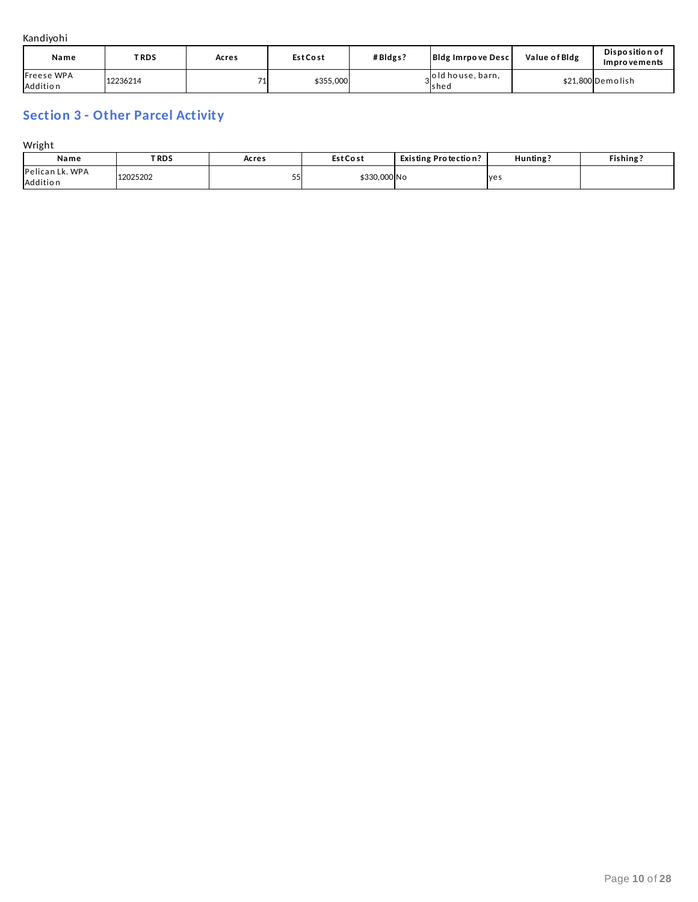Kandiyohi

| Name | TRDS | Acres | EstCost | #Bldgs? | Bldg Imrpove Desc | Value of Bldg | Disposition of Improvements |
|---|---|---|---|---|---|---|---|
| Freese WPA Addition | 12236214 | 71 | $355,000 | 3 | old house, barn, shed | $21,800 | Demolish |

## Section 3 - Other Parcel Activity

Wright

| Name | TRDS | Acres | EstCost | Existing Protection? | Hunting? | Fishing? |
|---|---|---|---|---|---|---|
| Pelican Lk. WPA Addition | 12025202 | 55 | $330,000 | No | yes | |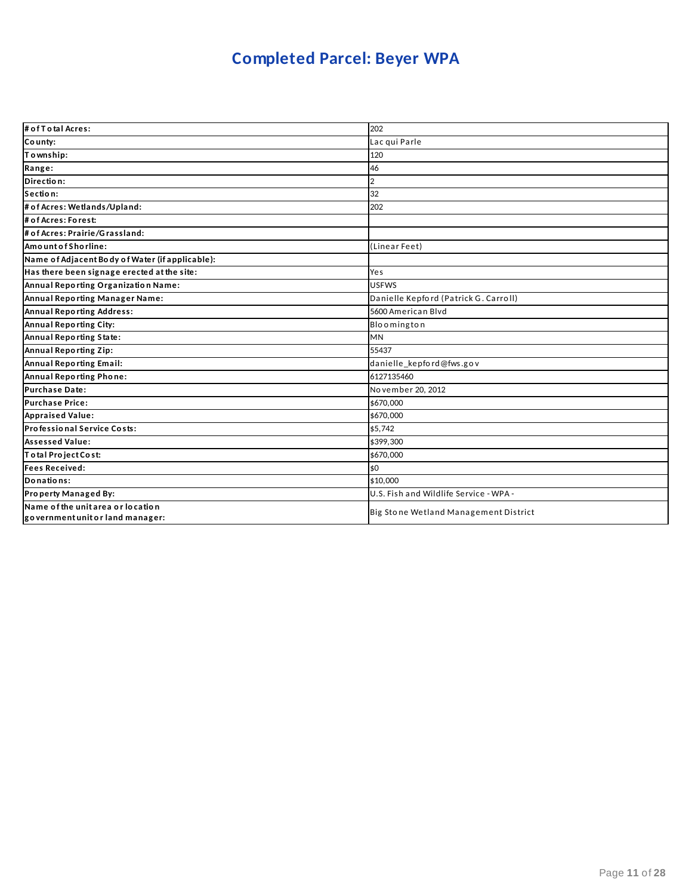# Completed Parcel: Beyer WPA

| # of Total Acres: | 202 |
|---|---|
| County: | Lac qui Parle |
| Township: | 120 |
| Range: | 46 |
| Direction: | 2 |
| Section: | 32 |
| # of Acres: Wetlands/Upland: | 202 |
| # of Acres: Forest: | |
| # of Acres: Prairie/Grassland: | |
| Amount of Shorline: | (Linear Feet) |
| Name of Adjacent Body of Water (if applicable): | |
| Has there been signage erected at the site: | Yes |
| Annual Reporting Organization Name: | USFWS |
| Annual Reporting Manager Name: | Danielle Kepford (Patrick G. Carroll) |
| Annual Reporting Address: | 5600 American Blvd |
| Annual Reporting City: | Bloomington |
| Annual Reporting State: | MN |
| Annual Reporting Zip: | 55437 |
| Annual Reporting Email: | danielle_kepford@fws.gov |
| Annual Reporting Phone: | 6127135460 |
| Purchase Date: | November 20, 2012 |
| Purchase Price: | $670,000 |
| Appraised Value: | $670,000 |
| Professional Service Costs: | $5,742 |
| Assessed Value: | $399,300 |
| Total Project Cost: | $670,000 |
| Fees Received: | $0 |
| Donations: | $10,000 |
| Property Managed By: | U.S. Fish and Wildlife Service - WPA - |
| Name of the unit area or location government unit or land manager: | Big Stone Wetland Management District |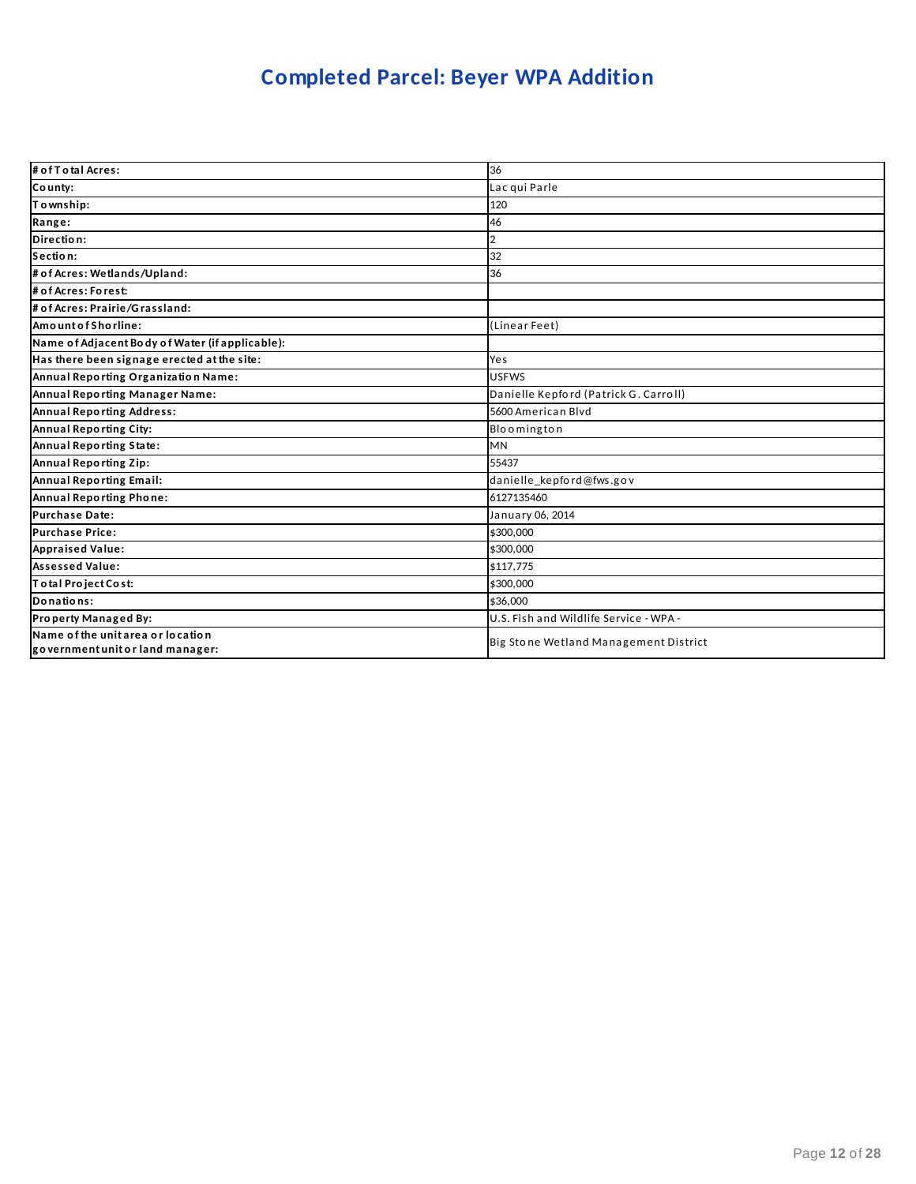# Completed Parcel: Beyer WPA Addition

| | |
|---|---|
| **# of Total Acres:** | 36 |
| **County:** | Lac qui Parle |
| **Township:** | 120 |
| **Range:** | 46 |
| **Direction:** | 2 |
| **Section:** | 32 |
| **# of Acres: Wetlands/Upland:** | 36 |
| **# of Acres: Forest:** | |
| **# of Acres: Prairie/Grassland:** | |
| **Amount of Shorline:** | (Linear Feet) |
| **Name of Adjacent Body of Water (if applicable):** | |
| **Has there been signage erected at the site:** | Yes |
| **Annual Reporting Organization Name:** | USFWS |
| **Annual Reporting Manager Name:** | Danielle Kepford (Patrick G. Carroll) |
| **Annual Reporting Address:** | 5600 American Blvd |
| **Annual Reporting City:** | Bloomington |
| **Annual Reporting State:** | MN |
| **Annual Reporting Zip:** | 55437 |
| **Annual Reporting Email:** | danielle_kepford@fws.gov |
| **Annual Reporting Phone:** | 6127135460 |
| **Purchase Date:** | January 06, 2014 |
| **Purchase Price:** | $300,000 |
| **Appraised Value:** | $300,000 |
| **Assessed Value:** | $117,775 |
| **Total Project Cost:** | $300,000 |
| **Donations:** | $36,000 |
| **Property Managed By:** | U.S. Fish and Wildlife Service - WPA - |
| **Name of the unit area or location government unit or land manager:** | Big Stone Wetland Management District |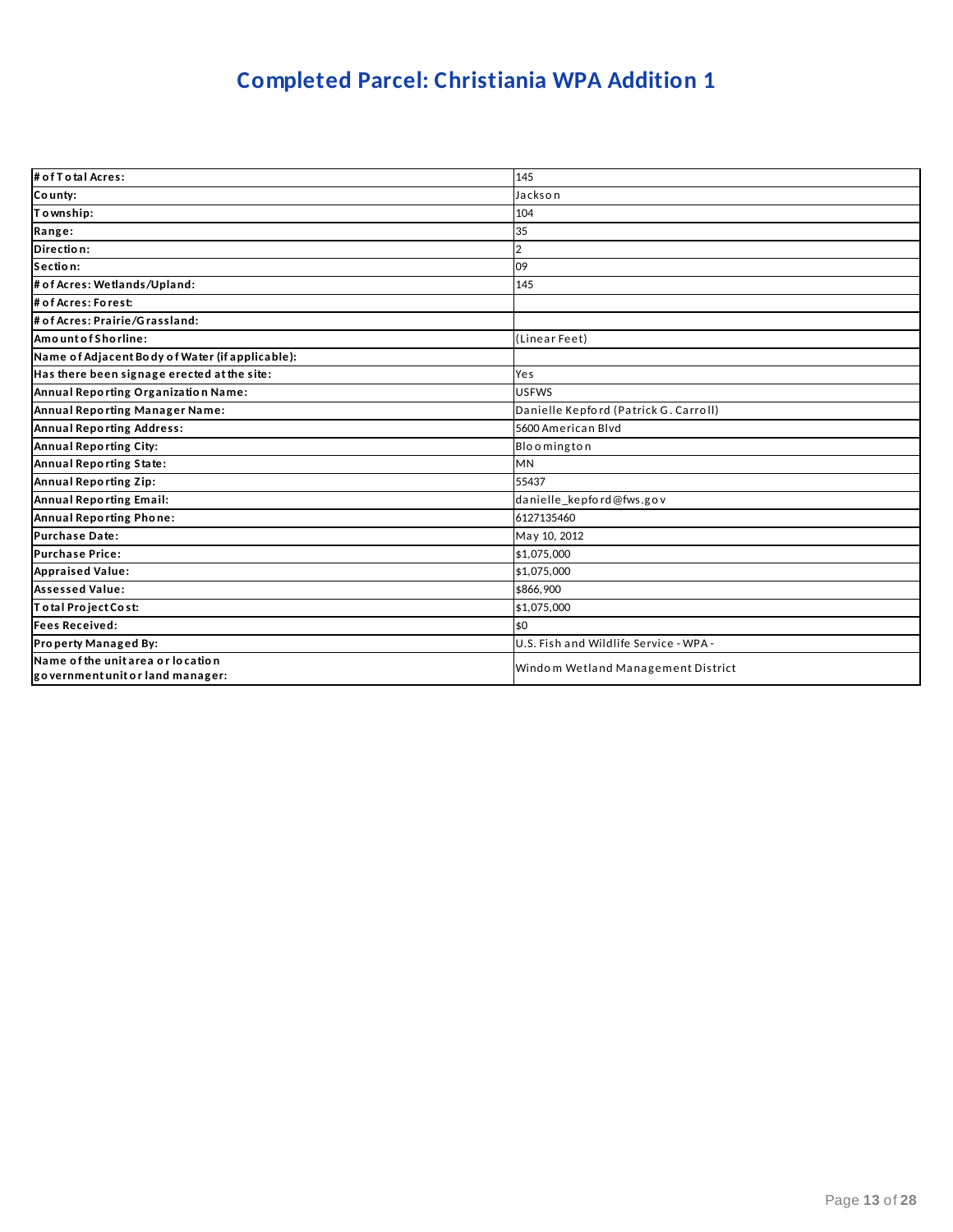# Completed Parcel: Christiania WPA Addition 1

| | |
|---|---|
| **# of Total Acres:** | 145 |
| **County:** | Jackson |
| **Township:** | 104 |
| **Range:** | 35 |
| **Direction:** | 2 |
| **Section:** | 09 |
| **# of Acres: Wetlands/Upland:** | 145 |
| **# of Acres: Forest:** | |
| **# of Acres: Prairie/Grassland:** | |
| **Amount of Shorline:** | (Linear Feet) |
| **Name of Adjacent Body of Water (if applicable):** | |
| **Has there been signage erected at the site:** | Yes |
| **Annual Reporting Organization Name:** | USFWS |
| **Annual Reporting Manager Name:** | Danielle Kepford (Patrick G. Carroll) |
| **Annual Reporting Address:** | 5600 American Blvd |
| **Annual Reporting City:** | Bloomington |
| **Annual Reporting State:** | MN |
| **Annual Reporting Zip:** | 55437 |
| **Annual Reporting Email:** | danielle_kepford@fws.gov |
| **Annual Reporting Phone:** | 6127135460 |
| **Purchase Date:** | May 10, 2012 |
| **Purchase Price:** | $1,075,000 |
| **Appraised Value:** | $1,075,000 |
| **Assessed Value:** | $866,900 |
| **Total Project Cost:** | $1,075,000 |
| **Fees Received:** | $0 |
| **Property Managed By:** | U.S. Fish and Wildlife Service - WPA - |
| **Name of the unit area or location government unit or land manager:** | Windom Wetland Management District |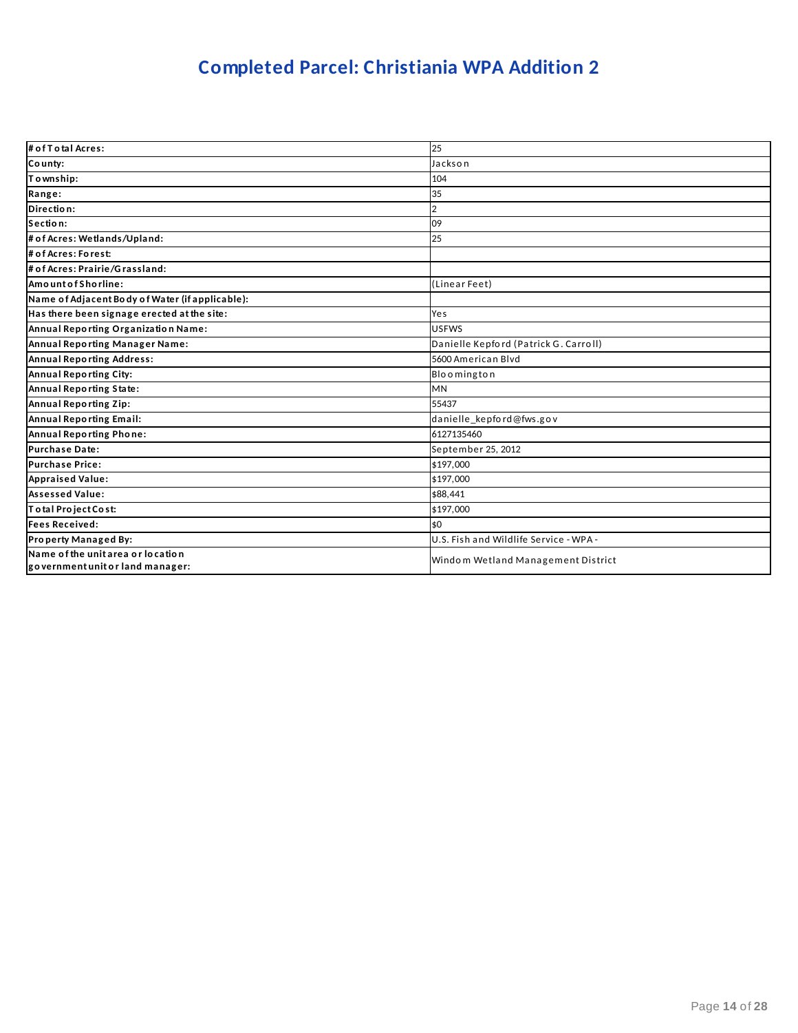# Completed Parcel: Christiania WPA Addition 2

| | |
|---|---|
| **# of Total Acres:** | 25 |
| **County:** | Jackson |
| **Township:** | 104 |
| **Range:** | 35 |
| **Direction:** | 2 |
| **Section:** | 09 |
| **# of Acres: Wetlands/Upland:** | 25 |
| **# of Acres: Forest:** | |
| **# of Acres: Prairie/Grassland:** | |
| **Amount of Shorline:** | (Linear Feet) |
| **Name of Adjacent Body of Water (if applicable):** | |
| **Has there been signage erected at the site:** | Yes |
| **Annual Reporting Organization Name:** | USFWS |
| **Annual Reporting Manager Name:** | Danielle Kepford (Patrick G. Carroll) |
| **Annual Reporting Address:** | 5600 American Blvd |
| **Annual Reporting City:** | Bloomington |
| **Annual Reporting State:** | MN |
| **Annual Reporting Zip:** | 55437 |
| **Annual Reporting Email:** | danielle_kepford@fws.gov |
| **Annual Reporting Phone:** | 6127135460 |
| **Purchase Date:** | September 25, 2012 |
| **Purchase Price:** | $197,000 |
| **Appraised Value:** | $197,000 |
| **Assessed Value:** | $88,441 |
| **Total Project Cost:** | $197,000 |
| **Fees Received:** | $0 |
| **Property Managed By:** | U.S. Fish and Wildlife Service - WPA - |
| **Name of the unit area or location government unit or land manager:** | Windom Wetland Management District |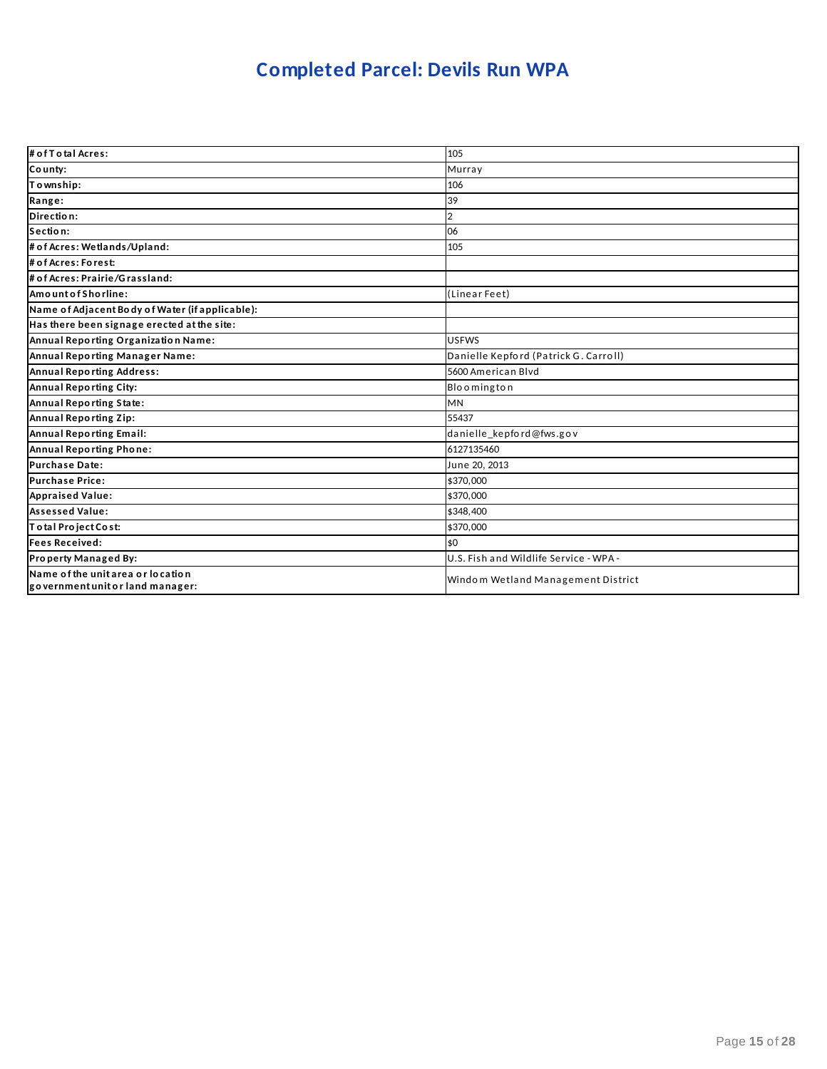# Completed Parcel: Devils Run WPA

| # of Total Acres: | 105 |
|---|---|
| County: | Murray |
| Township: | 106 |
| Range: | 39 |
| Direction: | 2 |
| Section: | 06 |
| # of Acres: Wetlands/Upland: | 105 |
| # of Acres: Forest: | |
| # of Acres: Prairie/Grassland: | |
| Amount of Shorline: | (Linear Feet) |
| Name of Adjacent Body of Water (if applicable): | |
| Has there been signage erected at the site: | |
| Annual Reporting Organization Name: | USFWS |
| Annual Reporting Manager Name: | Danielle Kepford (Patrick G. Carroll) |
| Annual Reporting Address: | 5600 American Blvd |
| Annual Reporting City: | Bloomington |
| Annual Reporting State: | MN |
| Annual Reporting Zip: | 55437 |
| Annual Reporting Email: | danielle_kepford@fws.gov |
| Annual Reporting Phone: | 6127135460 |
| Purchase Date: | June 20, 2013 |
| Purchase Price: | $370,000 |
| Appraised Value: | $370,000 |
| Assessed Value: | $348,400 |
| Total Project Cost: | $370,000 |
| Fees Received: | $0 |
| Property Managed By: | U.S. Fish and Wildlife Service - WPA - |
| Name of the unit area or location government unit or land manager: | Windom Wetland Management District |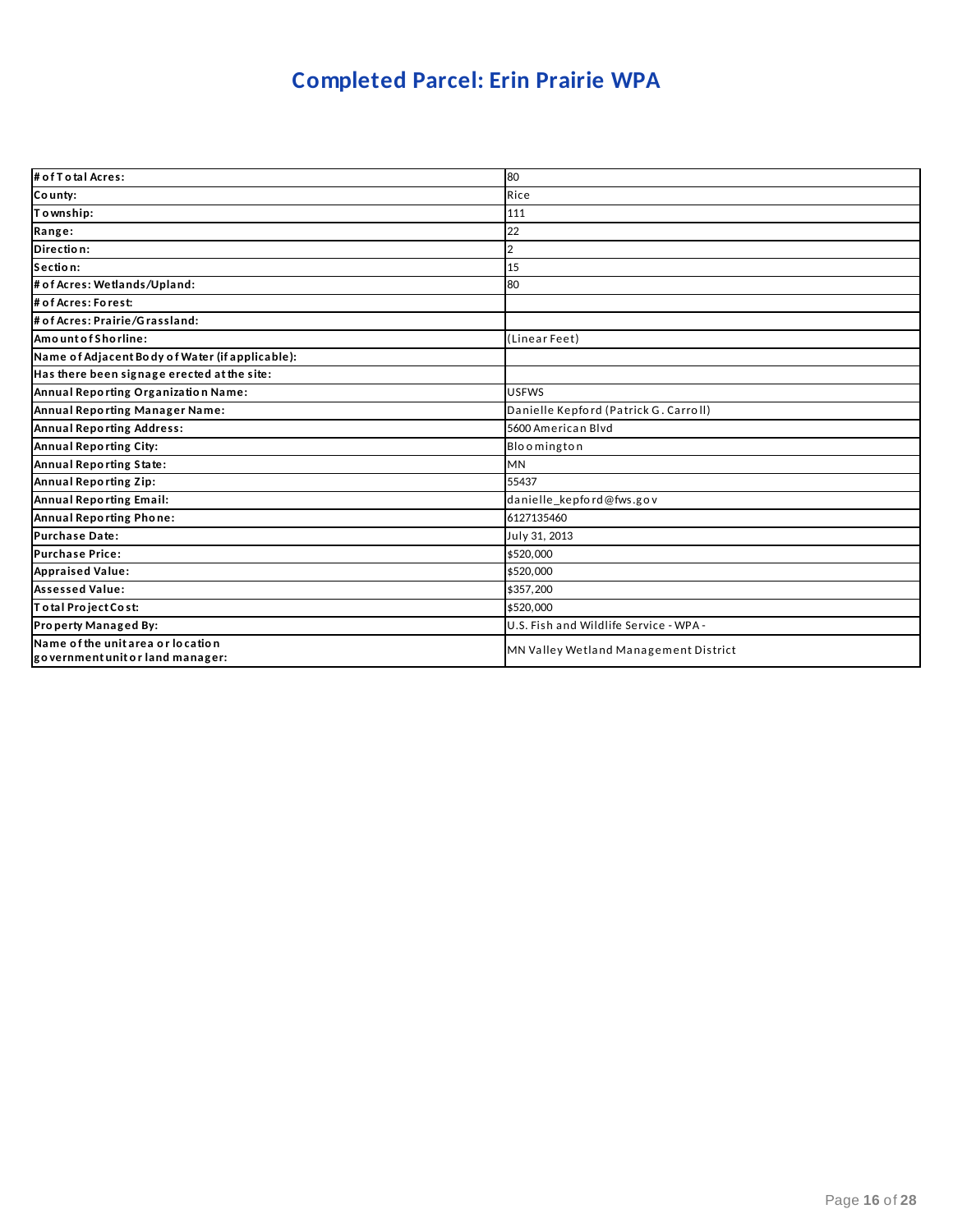# Completed Parcel: Erin Prairie WPA

| # of Total Acres: | 80 |
|---|---|
| County: | Rice |
| Township: | 111 |
| Range: | 22 |
| Direction: | 2 |
| Section: | 15 |
| # of Acres: Wetlands/Upland: | 80 |
| # of Acres: Forest: | |
| # of Acres: Prairie/Grassland: | |
| Amount of Shorline: | (Linear Feet) |
| Name of Adjacent Body of Water (if applicable): | |
| Has there been signage erected at the site: | |
| Annual Reporting Organization Name: | USFWS |
| Annual Reporting Manager Name: | Danielle Kepford (Patrick G. Carroll) |
| Annual Reporting Address: | 5600 American Blvd |
| Annual Reporting City: | Bloomington |
| Annual Reporting State: | MN |
| Annual Reporting Zip: | 55437 |
| Annual Reporting Email: | danielle_kepford@fws.gov |
| Annual Reporting Phone: | 6127135460 |
| Purchase Date: | July 31, 2013 |
| Purchase Price: | $520,000 |
| Appraised Value: | $520,000 |
| Assessed Value: | $357,200 |
| Total Project Cost: | $520,000 |
| Property Managed By: | U.S. Fish and Wildlife Service - WPA - |
| Name of the unit area or location government unit or land manager: | MN Valley Wetland Management District |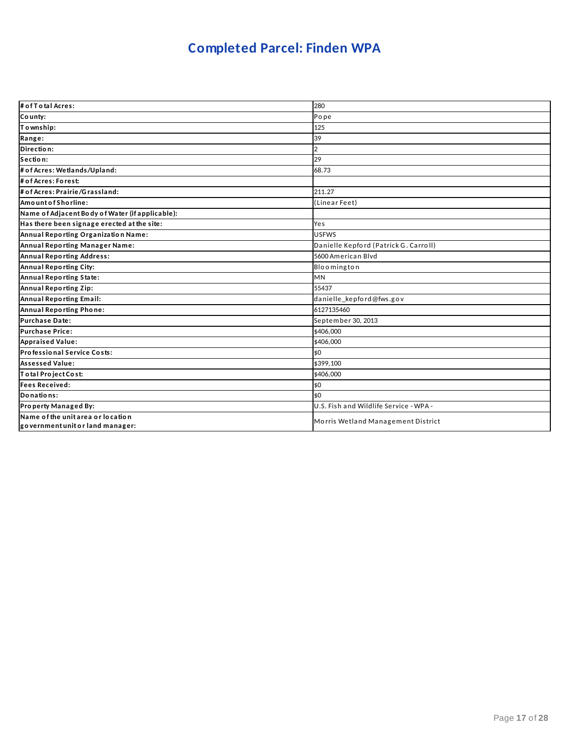# Completed Parcel: Finden WPA

| # of Total Acres: | 280 |
|---|---|
| County: | Pope |
| Township: | 125 |
| Range: | 39 |
| Direction: | 2 |
| Section: | 29 |
| # of Acres: Wetlands/Upland: | 68.73 |
| # of Acres: Forest: | |
| # of Acres: Prairie/Grassland: | 211.27 |
| Amount of Shorline: | (Linear Feet) |
| Name of Adjacent Body of Water (if applicable): | |
| Has there been signage erected at the site: | Yes |
| Annual Reporting Organization Name: | USFWS |
| Annual Reporting Manager Name: | Danielle Kepford (Patrick G. Carroll) |
| Annual Reporting Address: | 5600 American Blvd |
| Annual Reporting City: | Bloomington |
| Annual Reporting State: | MN |
| Annual Reporting Zip: | 55437 |
| Annual Reporting Email: | danielle_kepford@fws.gov |
| Annual Reporting Phone: | 6127135460 |
| Purchase Date: | September 30, 2013 |
| Purchase Price: | $406,000 |
| Appraised Value: | $406,000 |
| Professional Service Costs: | $0 |
| Assessed Value: | $399,100 |
| Total Project Cost: | $406,000 |
| Fees Received: | $0 |
| Donations: | $0 |
| Property Managed By: | U.S. Fish and Wildlife Service - WPA - |
| Name of the unit area or location government unit or land manager: | Morris Wetland Management District |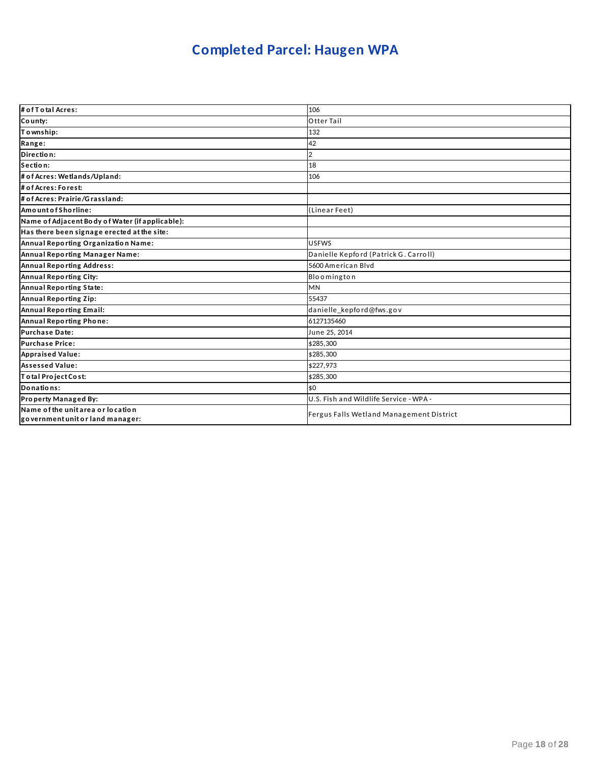# Completed Parcel: Haugen WPA

| | |
|---|---|
| **# of Total Acres:** | 106 |
| **County:** | Otter Tail |
| **Township:** | 132 |
| **Range:** | 42 |
| **Direction:** | 2 |
| **Section:** | 18 |
| **# of Acres: Wetlands/Upland:** | 106 |
| **# of Acres: Forest:** | |
| **# of Acres: Prairie/Grassland:** | |
| **Amount of Shorline:** | (Linear Feet) |
| **Name of Adjacent Body of Water (if applicable):** | |
| **Has there been signage erected at the site:** | |
| **Annual Reporting Organization Name:** | USFWS |
| **Annual Reporting Manager Name:** | Danielle Kepford (Patrick G. Carroll) |
| **Annual Reporting Address:** | 5600 American Blvd |
| **Annual Reporting City:** | Bloomington |
| **Annual Reporting State:** | MN |
| **Annual Reporting Zip:** | 55437 |
| **Annual Reporting Email:** | danielle_kepford@fws.gov |
| **Annual Reporting Phone:** | 6127135460 |
| **Purchase Date:** | June 25, 2014 |
| **Purchase Price:** | $285,300 |
| **Appraised Value:** | $285,300 |
| **Assessed Value:** | $227,973 |
| **Total Project Cost:** | $285,300 |
| **Donations:** | $0 |
| **Property Managed By:** | U.S. Fish and Wildlife Service - WPA - |
| **Name of the unit area or location government unit or land manager:** | Fergus Falls Wetland Management District |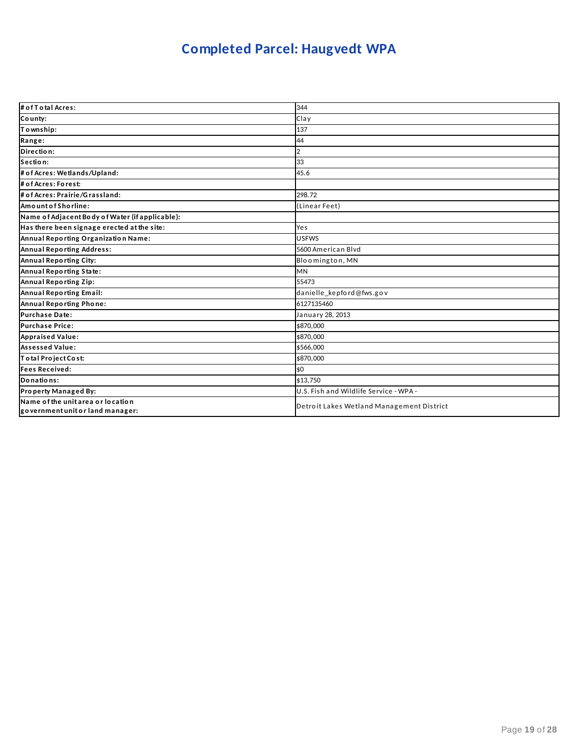# Completed Parcel: Haugvedt WPA

| | |
|---|---|
| **# of Total Acres:** | 344 |
| **County:** | Clay |
| **Township:** | 137 |
| **Range:** | 44 |
| **Direction:** | 2 |
| **Section:** | 33 |
| **# of Acres: Wetlands/Upland:** | 45.6 |
| **# of Acres: Forest:** | |
| **# of Acres: Prairie/Grassland:** | 298.72 |
| **Amount of Shorline:** | (Linear Feet) |
| **Name of Adjacent Body of Water (if applicable):** | |
| **Has there been signage erected at the site:** | Yes |
| **Annual Reporting Organization Name:** | USFWS |
| **Annual Reporting Address:** | 5600 American Blvd |
| **Annual Reporting City:** | Bloomington, MN |
| **Annual Reporting State:** | MN |
| **Annual Reporting Zip:** | 55473 |
| **Annual Reporting Email:** | danielle_kepford@fws.gov |
| **Annual Reporting Phone:** | 6127135460 |
| **Purchase Date:** | January 28, 2013 |
| **Purchase Price:** | $870,000 |
| **Appraised Value:** | $870,000 |
| **Assessed Value:** | $566,000 |
| **Total Project Cost:** | $870,000 |
| **Fees Received:** | $0 |
| **Donations:** | $13,750 |
| **Property Managed By:** | U.S. Fish and Wildlife Service - WPA - |
| **Name of the unit area or location government unit or land manager:** | Detroit Lakes Wetland Management District |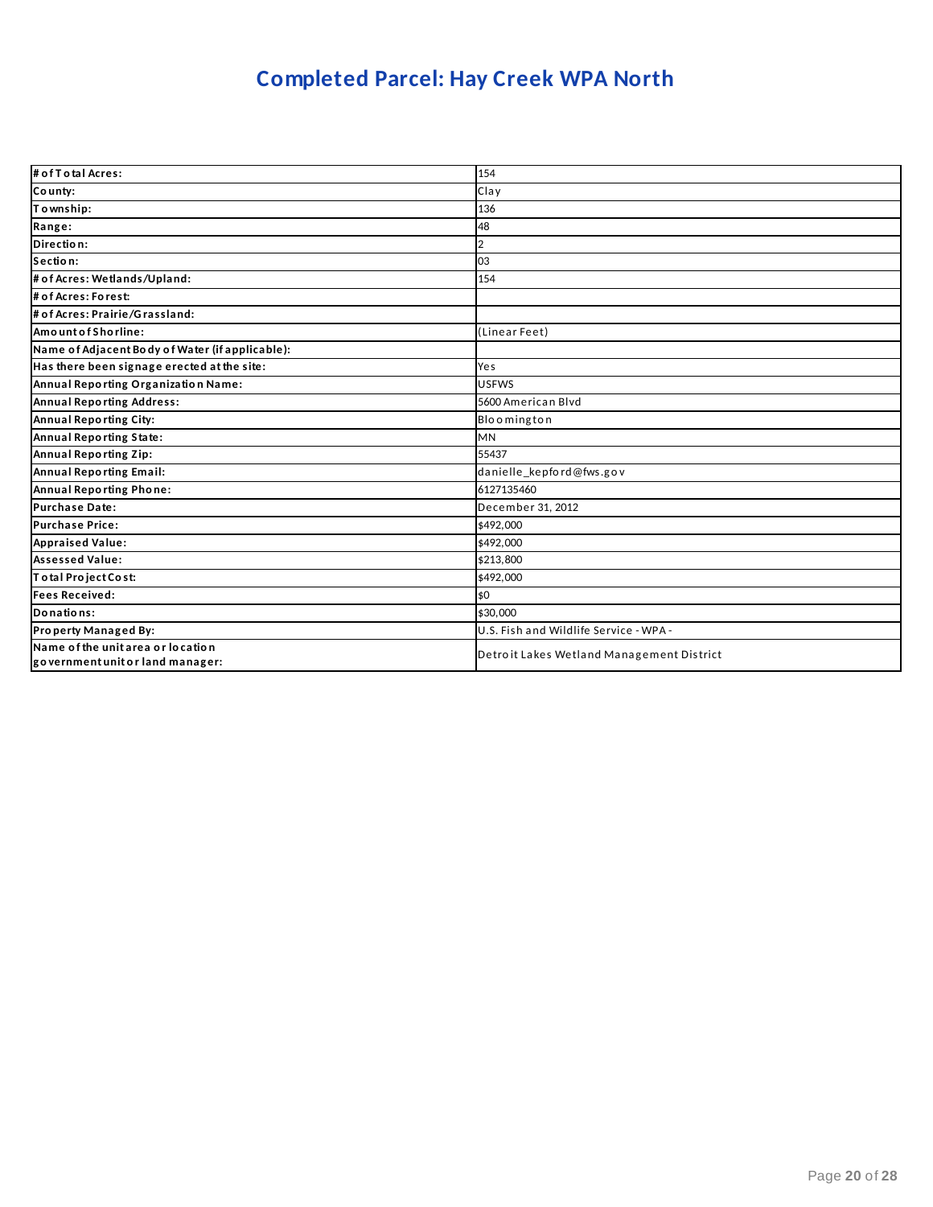# Completed Parcel: Hay Creek WPA North

| | |
|---|---|
| **# of Total Acres:** | 154 |
| **County:** | Clay |
| **Township:** | 136 |
| **Range:** | 48 |
| **Direction:** | 2 |
| **Section:** | 03 |
| **# of Acres: Wetlands/Upland:** | 154 |
| **# of Acres: Forest:** | |
| **# of Acres: Prairie/Grassland:** | |
| **Amount of Shorline:** | (Linear Feet) |
| **Name of Adjacent Body of Water (if applicable):** | |
| **Has there been signage erected at the site:** | Yes |
| **Annual Reporting Organization Name:** | USFWS |
| **Annual Reporting Address:** | 5600 American Blvd |
| **Annual Reporting City:** | Bloomington |
| **Annual Reporting State:** | MN |
| **Annual Reporting Zip:** | 55437 |
| **Annual Reporting Email:** | danielle_kepford@fws.gov |
| **Annual Reporting Phone:** | 6127135460 |
| **Purchase Date:** | December 31, 2012 |
| **Purchase Price:** | $492,000 |
| **Appraised Value:** | $492,000 |
| **Assessed Value:** | $213,800 |
| **Total Project Cost:** | $492,000 |
| **Fees Received:** | $0 |
| **Donations:** | $30,000 |
| **Property Managed By:** | U.S. Fish and Wildlife Service - WPA - |
| **Name of the unit area or location government unit or land manager:** | Detroit Lakes Wetland Management District |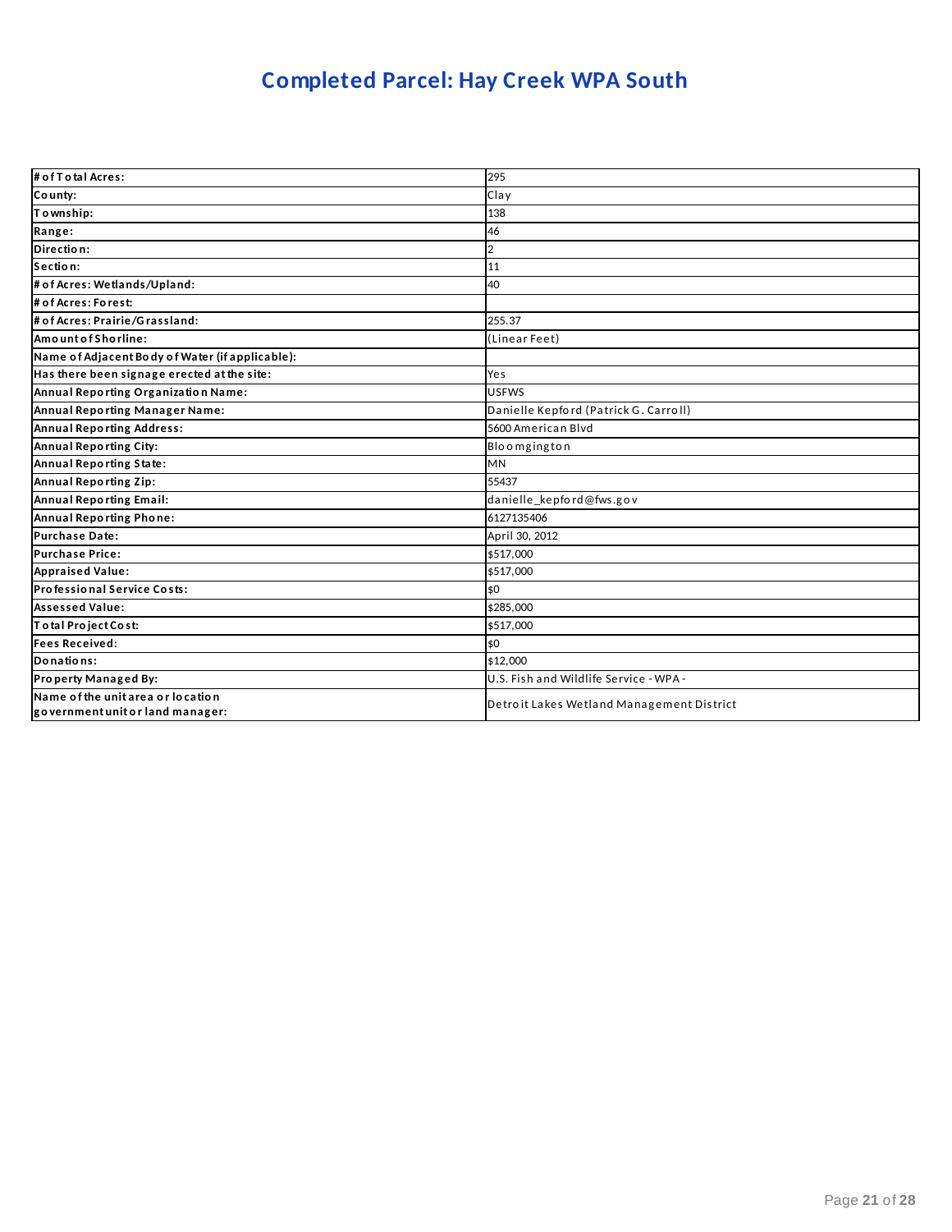# Completed Parcel: Hay Creek WPA South

| | |
|---|---|
| **# of Total Acres:** | 295 |
| **County:** | Clay |
| **Township:** | 138 |
| **Range:** | 46 |
| **Direction:** | 2 |
| **Section:** | 11 |
| **# of Acres: Wetlands/Upland:** | 40 |
| **# of Acres: Forest:** | |
| **# of Acres: Prairie/Grassland:** | 255.37 |
| **Amount of Shorline:** | (Linear Feet) |
| **Name of Adjacent Body of Water (if applicable):** | |
| **Has there been signage erected at the site:** | Yes |
| **Annual Reporting Organization Name:** | USFWS |
| **Annual Reporting Manager Name:** | Danielle Kepford (Patrick G. Carroll) |
| **Annual Reporting Address:** | 5600 American Blvd |
| **Annual Reporting City:** | Bloomgington |
| **Annual Reporting State:** | MN |
| **Annual Reporting Zip:** | 55437 |
| **Annual Reporting Email:** | danielle_kepford@fws.gov |
| **Annual Reporting Phone:** | 6127135406 |
| **Purchase Date:** | April 30, 2012 |
| **Purchase Price:** | $517,000 |
| **Appraised Value:** | $517,000 |
| **Professional Service Costs:** | $0 |
| **Assessed Value:** | $285,000 |
| **Total Project Cost:** | $517,000 |
| **Fees Received:** | $0 |
| **Donations:** | $12,000 |
| **Property Managed By:** | U.S. Fish and Wildlife Service - WPA - |
| **Name of the unit area or location government unit or land manager:** | Detroit Lakes Wetland Management District |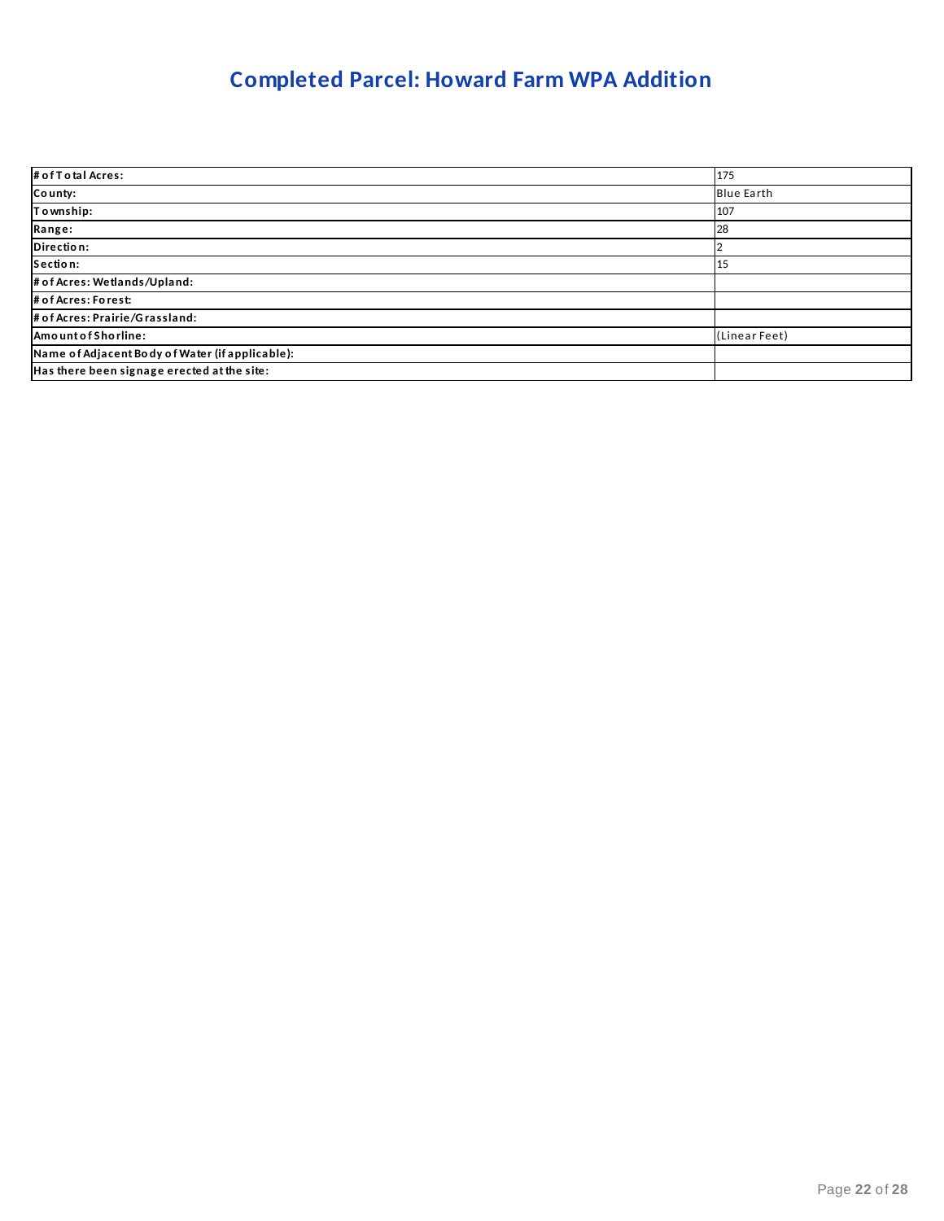# Completed Parcel: Howard Farm WPA Addition

| | |
|---|---|
| **# of Total Acres:** | 175 |
| **County:** | Blue Earth |
| **Township:** | 107 |
| **Range:** | 28 |
| **Direction:** | 2 |
| **Section:** | 15 |
| **# of Acres: Wetlands/Upland:** | |
| **# of Acres: Forest:** | |
| **# of Acres: Prairie/Grassland:** | |
| **Amount of Shorline:** | (Linear Feet) |
| **Name of Adjacent Body of Water (if applicable):** | |
| **Has there been signage erected at the site:** | |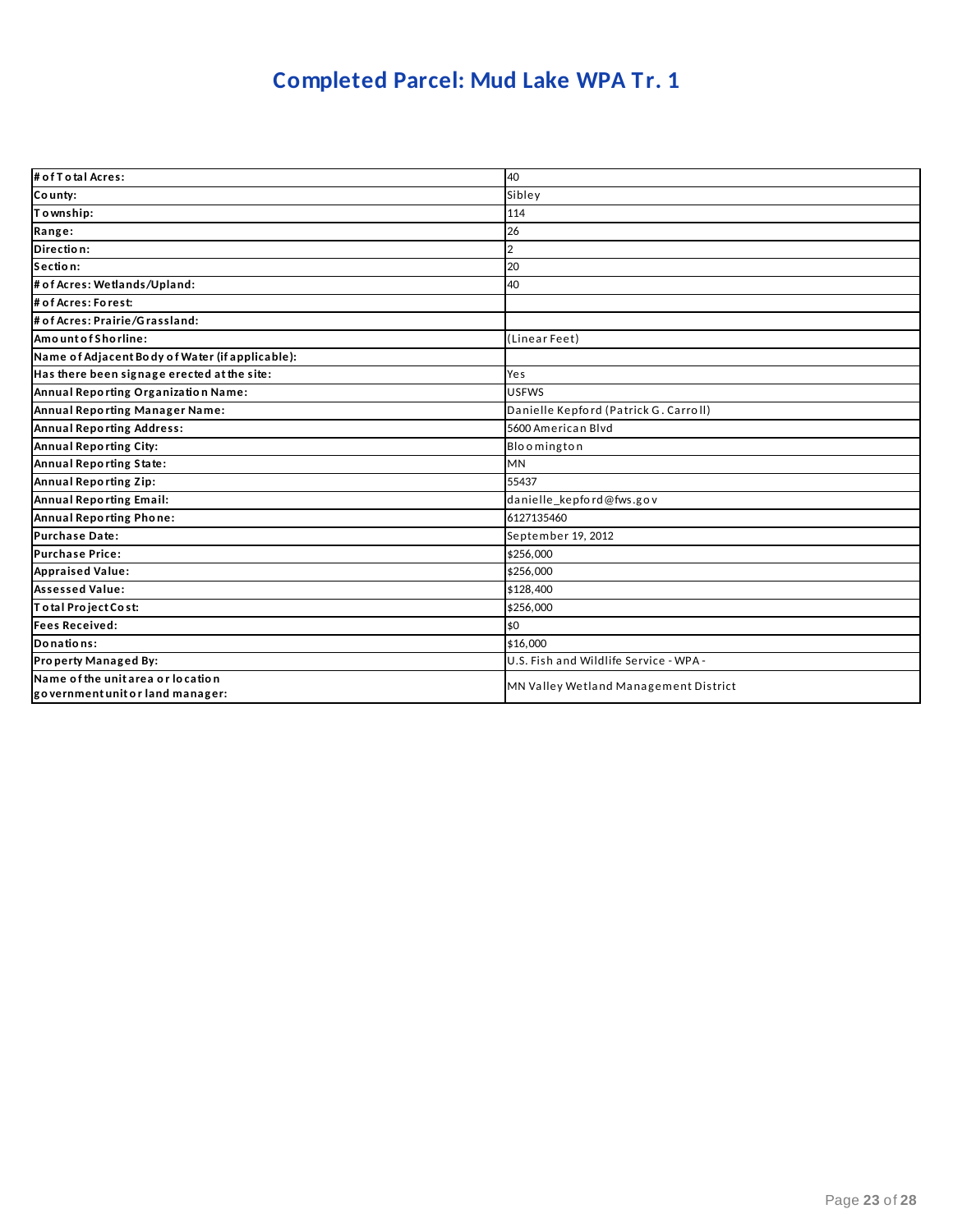# Completed Parcel: Mud Lake WPA Tr. 1

| | |
|---|---|
| **# of Total Acres:** | 40 |
| **County:** | Sibley |
| **Township:** | 114 |
| **Range:** | 26 |
| **Direction:** | 2 |
| **Section:** | 20 |
| **# of Acres: Wetlands/Upland:** | 40 |
| **# of Acres: Forest:** | |
| **# of Acres: Prairie/Grassland:** | |
| **Amount of Shorline:** | (Linear Feet) |
| **Name of Adjacent Body of Water (if applicable):** | |
| **Has there been signage erected at the site:** | Yes |
| **Annual Reporting Organization Name:** | USFWS |
| **Annual Reporting Manager Name:** | Danielle Kepford (Patrick G. Carroll) |
| **Annual Reporting Address:** | 5600 American Blvd |
| **Annual Reporting City:** | Bloomington |
| **Annual Reporting State:** | MN |
| **Annual Reporting Zip:** | 55437 |
| **Annual Reporting Email:** | danielle_kepford@fws.gov |
| **Annual Reporting Phone:** | 6127135460 |
| **Purchase Date:** | September 19, 2012 |
| **Purchase Price:** | $256,000 |
| **Appraised Value:** | $256,000 |
| **Assessed Value:** | $128,400 |
| **Total Project Cost:** | $256,000 |
| **Fees Received:** | $0 |
| **Donations:** | $16,000 |
| **Property Managed By:** | U.S. Fish and Wildlife Service - WPA - |
| **Name of the unit area or location government unit or land manager:** | MN Valley Wetland Management District |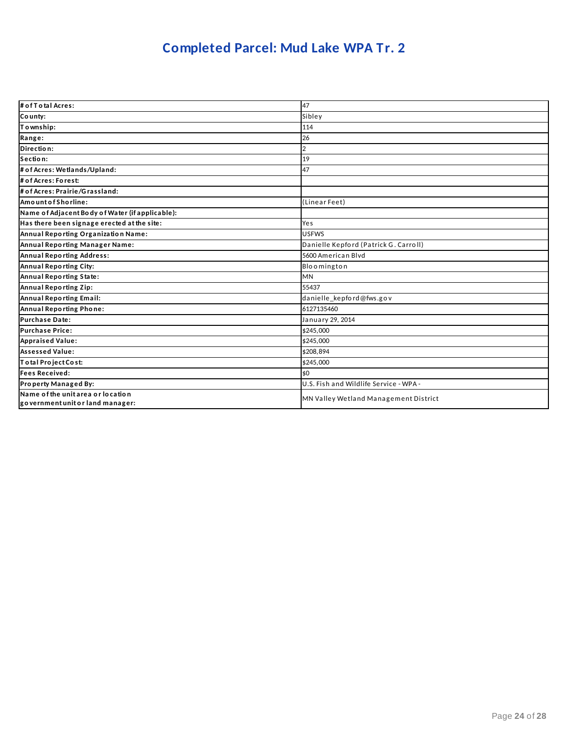# Completed Parcel: Mud Lake WPA Tr. 2

| | |
|---|---|
| **# of Total Acres:** | 47 |
| **County:** | Sibley |
| **Township:** | 114 |
| **Range:** | 26 |
| **Direction:** | 2 |
| **Section:** | 19 |
| **# of Acres: Wetlands/Upland:** | 47 |
| **# of Acres: Forest:** | |
| **# of Acres: Prairie/Grassland:** | |
| **Amount of Shorline:** | (Linear Feet) |
| **Name of Adjacent Body of Water (if applicable):** | |
| **Has there been signage erected at the site:** | Yes |
| **Annual Reporting Organization Name:** | USFWS |
| **Annual Reporting Manager Name:** | Danielle Kepford (Patrick G. Carroll) |
| **Annual Reporting Address:** | 5600 American Blvd |
| **Annual Reporting City:** | Bloomington |
| **Annual Reporting State:** | MN |
| **Annual Reporting Zip:** | 55437 |
| **Annual Reporting Email:** | danielle_kepford@fws.gov |
| **Annual Reporting Phone:** | 6127135460 |
| **Purchase Date:** | January 29, 2014 |
| **Purchase Price:** | $245,000 |
| **Appraised Value:** | $245,000 |
| **Assessed Value:** | $208,894 |
| **Total Project Cost:** | $245,000 |
| **Fees Received:** | $0 |
| **Property Managed By:** | U.S. Fish and Wildlife Service - WPA - |
| **Name of the unit area or location government unit or land manager:** | MN Valley Wetland Management District |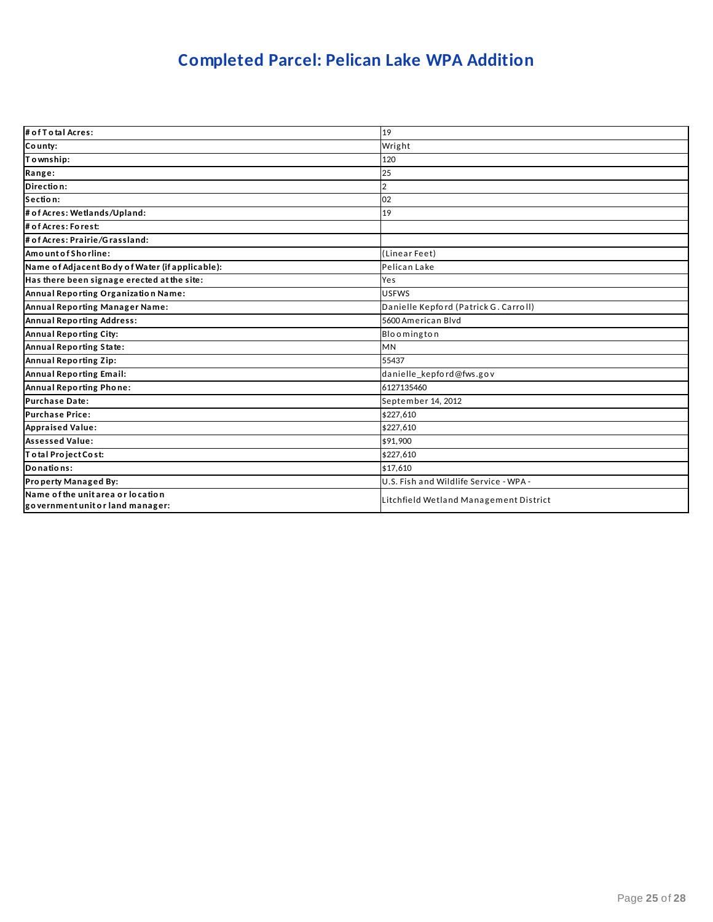# Completed Parcel: Pelican Lake WPA Addition

| | |
|---|---|
| **# of Total Acres:** | 19 |
| **County:** | Wright |
| **Township:** | 120 |
| **Range:** | 25 |
| **Direction:** | 2 |
| **Section:** | 02 |
| **# of Acres: Wetlands/Upland:** | 19 |
| **# of Acres: Forest:** | |
| **# of Acres: Prairie/Grassland:** | |
| **Amount of Shorline:** | (Linear Feet) |
| **Name of Adjacent Body of Water (if applicable):** | Pelican Lake |
| **Has there been signage erected at the site:** | Yes |
| **Annual Reporting Organization Name:** | USFWS |
| **Annual Reporting Manager Name:** | Danielle Kepford (Patrick G. Carroll) |
| **Annual Reporting Address:** | 5600 American Blvd |
| **Annual Reporting City:** | Bloomington |
| **Annual Reporting State:** | MN |
| **Annual Reporting Zip:** | 55437 |
| **Annual Reporting Email:** | danielle_kepford@fws.gov |
| **Annual Reporting Phone:** | 6127135460 |
| **Purchase Date:** | September 14, 2012 |
| **Purchase Price:** | $227,610 |
| **Appraised Value:** | $227,610 |
| **Assessed Value:** | $91,900 |
| **Total Project Cost:** | $227,610 |
| **Donations:** | $17,610 |
| **Property Managed By:** | U.S. Fish and Wildlife Service - WPA - |
| **Name of the unit area or location government unit or land manager:** | Litchfield Wetland Management District |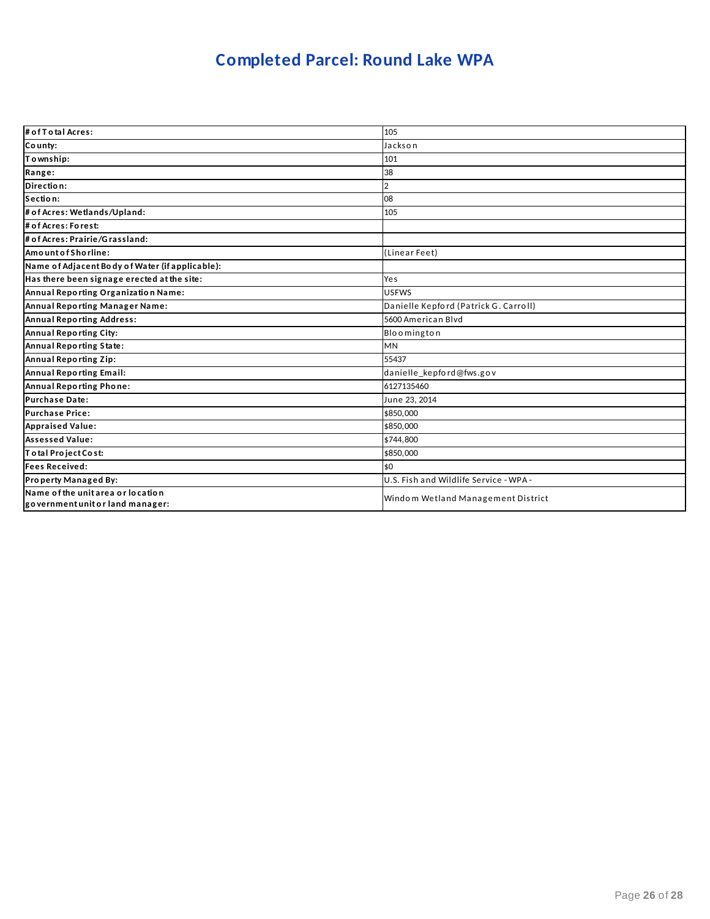# Completed Parcel: Round Lake WPA

| | |
|---|---|
| **# of Total Acres:** | 105 |
| **County:** | Jackson |
| **Township:** | 101 |
| **Range:** | 38 |
| **Direction:** | 2 |
| **Section:** | 08 |
| **# of Acres: Wetlands/Upland:** | 105 |
| **# of Acres: Forest:** | |
| **# of Acres: Prairie/Grassland:** | |
| **Amount of Shorline:** | (Linear Feet) |
| **Name of Adjacent Body of Water (if applicable):** | |
| **Has there been signage erected at the site:** | Yes |
| **Annual Reporting Organization Name:** | USFWS |
| **Annual Reporting Manager Name:** | Danielle Kepford (Patrick G. Carroll) |
| **Annual Reporting Address:** | 5600 American Blvd |
| **Annual Reporting City:** | Bloomington |
| **Annual Reporting State:** | MN |
| **Annual Reporting Zip:** | 55437 |
| **Annual Reporting Email:** | danielle_kepford@fws.gov |
| **Annual Reporting Phone:** | 6127135460 |
| **Purchase Date:** | June 23, 2014 |
| **Purchase Price:** | $850,000 |
| **Appraised Value:** | $850,000 |
| **Assessed Value:** | $744,800 |
| **Total Project Cost:** | $850,000 |
| **Fees Received:** | $0 |
| **Property Managed By:** | U.S. Fish and Wildlife Service - WPA - |
| **Name of the unit area or location government unit or land manager:** | Windom Wetland Management District |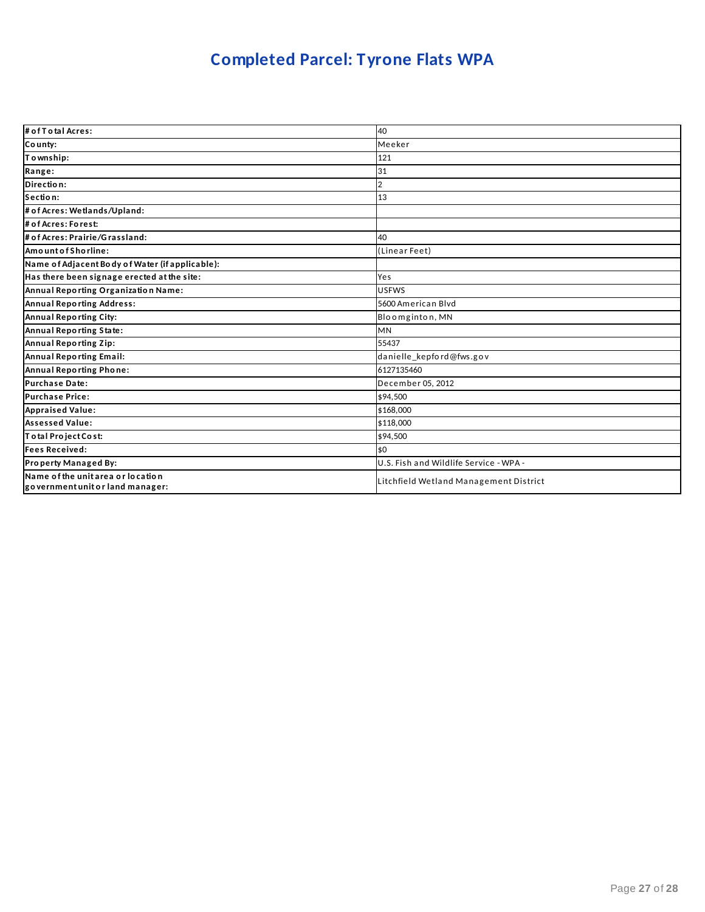# Completed Parcel: Tyrone Flats WPA

| | |
|---|---|
| **# of Total Acres:** | 40 |
| **County:** | Meeker |
| **Township:** | 121 |
| **Range:** | 31 |
| **Direction:** | 2 |
| **Section:** | 13 |
| **# of Acres: Wetlands/Upland:** | |
| **# of Acres: Forest:** | |
| **# of Acres: Prairie/Grassland:** | 40 |
| **Amount of Shorline:** | (Linear Feet) |
| **Name of Adjacent Body of Water (if applicable):** | |
| **Has there been signage erected at the site:** | Yes |
| **Annual Reporting Organization Name:** | USFWS |
| **Annual Reporting Address:** | 5600 American Blvd |
| **Annual Reporting City:** | Bloomginton, MN |
| **Annual Reporting State:** | MN |
| **Annual Reporting Zip:** | 55437 |
| **Annual Reporting Email:** | danielle_kepford@fws.gov |
| **Annual Reporting Phone:** | 6127135460 |
| **Purchase Date:** | December 05, 2012 |
| **Purchase Price:** | $94,500 |
| **Appraised Value:** | $168,000 |
| **Assessed Value:** | $118,000 |
| **Total Project Cost:** | $94,500 |
| **Fees Received:** | $0 |
| **Property Managed By:** | U.S. Fish and Wildlife Service - WPA - |
| **Name of the unit area or location government unit or land manager:** | Litchfield Wetland Management District |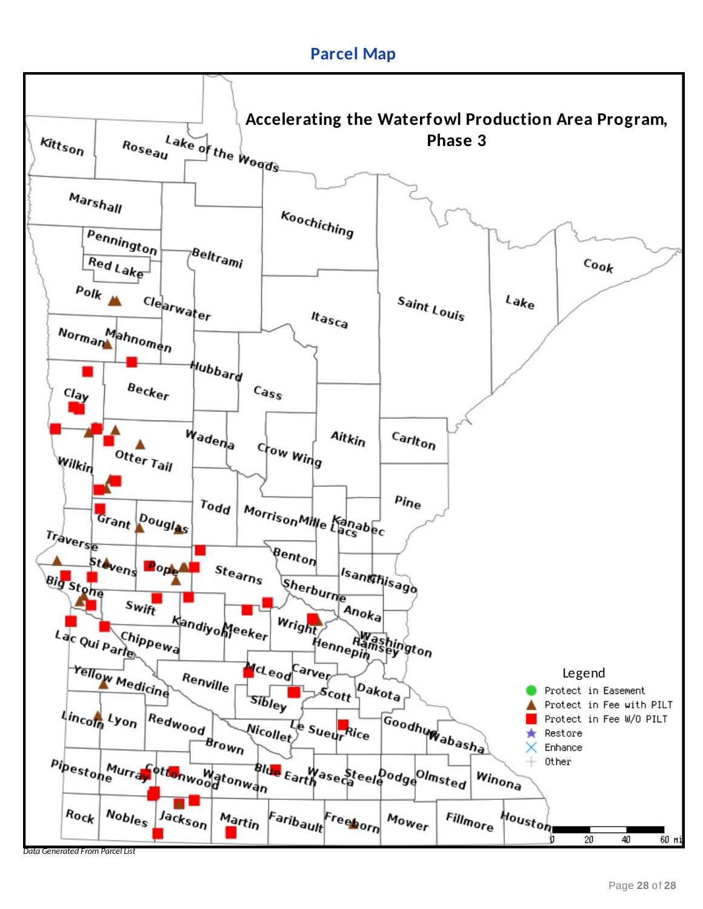# Parcel Map

Accelerating the Waterfowl Production Area Program, Phase 3

Kittson
Roseau
Lake of the Woods
Marshall
Koochiching
Pennington
Beltrami
Red Lake
Cook
Polk
Clearwater
Itasca
Saint Louis
Lake
Norman
Mahnomen
Hubbard
Clay
Becker
Cass
Aitkin
Carlton
Wadena
Crow Wing
Wilkin
Otter Tail
Pine
Todd
Grant
Douglas
Morrison
Mille Lacs
Kanabec
Traverse
Benton
Stevens
Pope
Stearns
Isanti
Chisago
Big Stone
Sherburne
Swift
Anoka
Kandiyohi
Meeker
Wright
Lac Qui Parle
Chippewa
Hennepin
Ramsey
Washington
Yellow Medicine
Renville
McLeod
Carver
Scott
Dakota
Sibley
Lincoln
Lyon
Redwood
Nicollet
Le Sueur
Rice
Goodhue
Wabasha
Brown
Pipestone
Murray
Cottonwood
Watonwan
Blue Earth
Waseca
Steele
Dodge
Olmsted
Winona
Rock
Nobles
Jackson
Martin
Faribault
Freeborn
Mower
Fillmore
Houston

Legend
Protect in Easement
Protect in Fee with PILT
Protect in Fee W/O PILT
Restore
Enhance
Other

0 20 40 60 mi

*Data Generated From Parcel List*